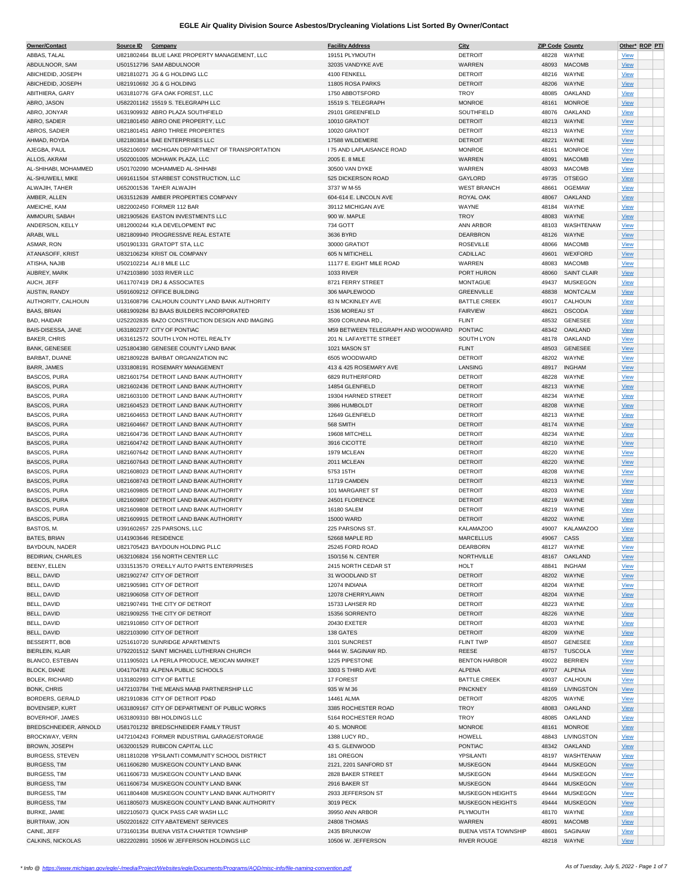# EGLE Air Quality Division Source Asbestos/Drycleaning Violations List Sorted By Owner/Contact

| Owner/Contact | Source ID | Company | Facility Address | City | ZIP Code | County | Other* | ROP | PTI |
|---|---|---|---|---|---|---|---|---|---|
| ABBAS, TALAL | U821802464 | BLUE LAKE PROPERTY MANAGEMENT, LLC | 19151 PLYMOUTH | DETROIT | 48228 | WAYNE | View | | |
| ABDULNOOR, SAM | U501512796 | SAM ABDULNOOR | 32035 VANDYKE AVE | WARREN | 48093 | MACOMB | View | | |
| ABICHEDID, JOSEPH | U821810271 | JG & G HOLDING LLC | 4100 FENKELL | DETROIT | 48216 | WAYNE | View | | |
| ABICHEDID, JOSEPH | U821910692 | JG & G HOLDING | 11805 ROSA PARKS | DETROIT | 48206 | WAYNE | View | | |
| ABITHIERA, GARY | U631810776 | GFA OAK FOREST, LLC | 1750 ABBOTSFORD | TROY | 48085 | OAKLAND | View | | |
| ABRO, JASON | U582201162 | 15519 S. TELEGRAPH LLC | 15519 S. TELEGRAPH | MONROE | 48161 | MONROE | View | | |
| ABRO, JONYAR | U631909932 | ABRO PLAZA SOUTHFIELD | 29101 GREENFIELD | SOUTHFIELD | 48076 | OAKLAND | View | | |
| ABRO, SADIER | U821801450 | ABRO ONE PROPERTY, LLC | 10010 GRATIOT | DETROIT | 48213 | WAYNE | View | | |
| ABROS, SADIER | U821801451 | ABRO THREE PROPERTIES | 10020 GRATIOT | DETROIT | 48213 | WAYNE | View | | |
| AHMAD, ROYDA | U821803814 | BAE ENTERPRISES LLC | 17588 WILDEMERE | DETROIT | 48221 | WAYNE | View | | |
| AJEGBA, PAUL | U582106097 | MICHIGAN DEPARTMENT OF TRANSPORTATION | I 75 AND LAPLAISANCE ROAD | MONROE | 48161 | MONROE | View | | |
| ALLOS, AKRAM | U502001005 | MOHAWK PLAZA, LLC | 2005 E. 8 MILE | WARREN | 48091 | MACOMB | View | | |
| AL-SHIHABI, MOHAMMED | U501702090 | MOHAMMED AL-SHIHABI | 30500 VAN DYKE | WARREN | 48093 | MACOMB | View | | |
| AL-SHUWEILI, MIKE | U691611504 | STARBEST CONSTRUCTION, LLC | 525 DICKERSON ROAD | GAYLORD | 49735 | OTSEGO | View | | |
| ALWAJIH, TAHER | U652001536 | TAHER ALWAJIH | 3737 W M-55 | WEST BRANCH | 48661 | OGEMAW | View | | |
| AMBER, ALLEN | U631512639 | AMBER PROPERTIES COMPANY | 604-614 E. LINCOLN AVE | ROYAL OAK | 48067 | OAKLAND | View | | |
| AMEICHE, KAM | U822002450 | FORMER 112 BAR | 39112 MICHIGAN AVE | WAYNE | 48184 | WAYNE | View | | |
| AMMOURI, SABAH | U821905626 | EASTON INVESTMENTS LLC | 900 W. MAPLE | TROY | 48083 | WAYNE | View | | |
| ANDERSON, KELLY | U812000244 | KLA DEVELOPMENT INC | 734 GOTT | ANN ARBOR | 48103 | WASHTENAW | View | | |
| ARABI, WILL | U821809940 | PROGRESSIVE REAL ESTATE | 3636 BYRD | DEARBRON | 48126 | WAYNE | View | | |
| ASMAR, RON | U501901331 | GRATOPT STA, LLC | 30000 GRATIOT | ROSEVILLE | 48066 | MACOMB | View | | |
| ATANASOFF, KRIST | U832106234 | KRIST OIL COMPANY | 605 N MITCHELL | CADILLAC | 49601 | WEXFORD | View | | |
| ATISHA, NAJIB | U502102214 | ALI 8 MILE LLC | 11177 E. EIGHT MILE ROAD | WARREN | 48083 | MACOMB | View | | |
| AUBREY, MARK | U742103890 | 1033 RIVER LLC | 1033 RIVER | PORT HURON | 48060 | SAINT CLAIR | View | | |
| AUCH, JEFF | U611707419 | DRJ & ASSOCIATES | 8721 FERRY STREET | MONTAGUE | 49437 | MUSKEGON | View | | |
| AUSTIN, RANDY | U591609212 | OFFICE BUILDING | 306 MAPLEWOOD | GREENVILLE | 48838 | MONTCALM | View | | |
| AUTHORITY, CALHOUN | U131608796 | CALHOUN COUNTY LAND BANK AUTHORITY | 83 N MCKINLEY AVE | BATTLE CREEK | 49017 | CALHOUN | View | | |
| BAAS, BRIAN | U681909284 | BJ BAAS BUILDERS INCORPORATED | 1536 MOREAU ST | FAIRVIEW | 48621 | OSCODA | View | | |
| BAD, HAIDAR | U252202835 | BAZO CONSTRUCTION DESIGN AND IMAGING | 3509 CORUNNA RD., | FLINT | 48532 | GENESEE | View | | |
| BAIS-DISESSA, JANE | U631802377 | CITY OF PONTIAC | M59 BETWEEN TELEGRAPH AND WOODWARD | PONTIAC | 48342 | OAKLAND | View | | |
| BAKER, CHRIS | U631612572 | SOUTH LYON HOTEL REALTY | 201 N. LAFAYETTE STREET | SOUTH LYON | 48178 | OAKLAND | View | | |
| BANK, GENESEE | U251804380 | GENESEE COUNTY LAND BANK | 1021 MASON ST | FLINT | 48503 | GENESEE | View | | |
| BARBAT, DUANE | U821809228 | BARBAT ORGANIZATION INC | 6505 WOODWARD | DETROIT | 48202 | WAYNE | View | | |
| BARR, JAMES | U331808191 | ROSEMARY MANAGEMENT | 413 & 425 ROSEMARY AVE | LANSING | 48917 | INGHAM | View | | |
| BASCOS, PURA | U821601754 | DETROIT LAND BANK AUTHORITY | 6829 RUTHERFORD | DETROIT | 48228 | WAYNE | View | | |
| BASCOS, PURA | U821602436 | DETROIT LAND BANK AUTHORITY | 14854 GLENFIELD | DETROIT | 48213 | WAYNE | View | | |
| BASCOS, PURA | U821603100 | DETROIT LAND BANK AUTHORITY | 19304 HARNED STREET | DETROIT | 48234 | WAYNE | View | | |
| BASCOS, PURA | U821604523 | DETROIT LAND BANK AUTHORITY | 3986 HUMBOLDT | DETROIT | 48208 | WAYNE | View | | |
| BASCOS, PURA | U821604653 | DETROIT LAND BANK AUTHORITY | 12649 GLENFIELD | DETROIT | 48213 | WAYNE | View | | |
| BASCOS, PURA | U821604667 | DETROIT LAND BANK AUTHORITY | 568 SMITH | DETROIT | 48174 | WAYNE | View | | |
| BASCOS, PURA | U821604736 | DETROIT LAND BANK AUTHORITY | 19608 MITCHELL | DETROIT | 48234 | WAYNE | View | | |
| BASCOS, PURA | U821604742 | DETROIT LAND BANK AUTHORITY | 3916 CICOTTE | DETROIT | 48210 | WAYNE | View | | |
| BASCOS, PURA | U821607642 | DETROIT LAND BANK AUTHORITY | 1979 MCLEAN | DETROIT | 48220 | WAYNE | View | | |
| BASCOS, PURA | U821607643 | DETROIT LAND BANK AUTHORITY | 2011 MCLEAN | DETROIT | 48220 | WAYNE | View | | |
| BASCOS, PURA | U821608023 | DETROIT LAND BANK AUTHORITY | 5753 15TH | DETROIT | 48208 | WAYNE | View | | |
| BASCOS, PURA | U821608743 | DETROIT LAND BANK AUTHORITY | 11719 CAMDEN | DETROIT | 48213 | WAYNE | View | | |
| BASCOS, PURA | U821609805 | DETROIT LAND BANK AUTHORITY | 101 MARGARET ST | DETROIT | 48203 | WAYNE | View | | |
| BASCOS, PURA | U821609807 | DETROIT LAND BANK AUTHORITY | 24501 FLORENCE | DETROIT | 48219 | WAYNE | View | | |
| BASCOS, PURA | U821609808 | DETROIT LAND BANK AUTHORITY | 16180 SALEM | DETROIT | 48219 | WAYNE | View | | |
| BASCOS, PURA | U821609915 | DETROIT LAND BANK AUTHORITY | 15000 WARD | DETROIT | 48202 | WAYNE | View | | |
| BASTOS, M. | U391602657 | 225 PARSONS, LLC | 225 PARSONS ST. | KALAMAZOO | 49007 | KALAMAZOO | View | | |
| BATES, BRIAN | U141903646 | RESIDENCE | 52668 MAPLE RD | MARCELLUS | 49067 | CASS | View | | |
| BAYDOUN, NADER | U821705423 | BAYDOUN HOLDING PLLC | 25245 FORD ROAD | DEARBORN | 48127 | WAYNE | View | | |
| BEDIRIAN, CHARLES | U632106824 | 156 NORTH CENTER LLC | 150/156 N. CENTER | NORTHVILLE | 48167 | OAKLAND | View | | |
| BEENY, ELLEN | U331513570 | O'REILLY AUTO PARTS ENTERPRISES | 2415 NORTH CEDAR ST | HOLT | 48841 | INGHAM | View | | |
| BELL, DAVID | U821902747 | CITY OF DETROIT | 31 WOODLAND ST | DETROIT | 48202 | WAYNE | View | | |
| BELL, DAVID | U821905981 | CITY OF DETROIT | 12074 INDIANA | DETROIT | 48204 | WAYNE | View | | |
| BELL, DAVID | U821906058 | CITY OF DETROIT | 12078 CHERRYLAWN | DETROIT | 48204 | WAYNE | View | | |
| BELL, DAVID | U821907491 | THE CITY OF DETROIT | 15733 LAHSER RD | DETROIT | 48223 | WAYNE | View | | |
| BELL, DAVID | U821909255 | THE CITY OF DETROIT | 15356 SORRENTO | DETROIT | 48226 | WAYNE | View | | |
| BELL, DAVID | U821910850 | CITY OF DETROIT | 20430 EXETER | DETROIT | 48203 | WAYNE | View | | |
| BELL, DAVID | U822103090 | CITY OF DETROIT | 138 GATES | DETROIT | 48209 | WAYNE | View | | |
| BESSERTT, BOB | U251610720 | SUNRIDGE APARTMENTS | 3101 SUNCREST | FLINT TWP | 48507 | GENESEE | View | | |
| BIERLEIN, KLAIR | U792201512 | SAINT MICHAEL LUTHERAN CHURCH | 9444 W. SAGINAW RD. | REESE | 48757 | TUSCOLA | View | | |
| BLANCO, ESTEBAN | U111905021 | LA PERLA PRODUCE, MEXICAN MARKET | 1225 PIPESTONE | BENTON HARBOR | 49022 | BERRIEN | View | | |
| BLOCK, DIANE | U041704783 | ALPENA PUBLIC SCHOOLS | 3303 S THIRD AVE | ALPENA | 49707 | ALPENA | View | | |
| BOLEK, RICHARD | U131802993 | CITY OF BATTLE | 17 FOREST | BATTLE CREEK | 49037 | CALHOUN | View | | |
| BONK, CHRIS | U472103784 | THE MEANS MAAB PARTNERSHIP LLC | 935 W M 36 | PINCKNEY | 48169 | LIVINGSTON | View | | |
| BORDERS, GERALD | U821910836 | CITY OF DETROIT PD&D | 14461 ALMA | DETROIT | 48205 | WAYNE | View | | |
| BOVENSIEP, KURT | U631809167 | CITY OF DEPARTMENT OF PUBLIC WORKS | 3385 ROCHESTER ROAD | TROY | 48083 | OAKLAND | View | | |
| BOVERHOF, JAMES | U631809310 | BBI HOLDINGS LLC | 5164 ROCHESTER ROAD | TROY | 48085 | OAKLAND | View | | |
| BREDSCHNEIDER, ARNOLD | U581701232 | BREDSCHNEIDER FAMILY TRUST | 40 S. MONROE | MONROE | 48161 | MONROE | View | | |
| BROCKWAY, VERN | U472104243 | FORMER INDUSTRIAL GARAGE/STORAGE | 1388 LUCY RD., | HOWELL | 48843 | LIVINGSTON | View | | |
| BROWN, JOSEPH | U632001529 | RUBICON CAPITAL LLC | 43 S. GLENWOOD | PONTIAC | 48342 | OAKLAND | View | | |
| BURGESS, STEVEN | U811810208 | YPSILANTI COMMUNITY SCHOOL DISTRICT | 181 OREGON | YPSILANTI | 48197 | WASHTENAW | View | | |
| BURGESS, TIM | U611606280 | MUSKEGON COUNTY LAND BANK | 2121, 2201 SANFORD ST | MUSKEGON | 49444 | MUSKEGON | View | | |
| BURGESS, TIM | U611606733 | MUSKEGON COUNTY LAND BANK | 2828 BAKER STREET | MUSKEGON | 49444 | MUSKEGON | View | | |
| BURGESS, TIM | U611606734 | MUSKEGON COUNTY LAND BANK | 2916 BAKER ST | MUSKEGON | 49444 | MUSKEGON | View | | |
| BURGESS, TIM | U611804408 | MUSKEGON COUNTY LAND BANK AUTHORITY | 2933 JEFFERSON ST | MUSKEGON HEIGHTS | 49444 | MUSKEGON | View | | |
| BURGESS, TIM | U611805073 | MUSKEGON COUNTY LAND BANK AUTHORITY | 3019 PECK | MUSKEGON HEIGHTS | 49444 | MUSKEGON | View | | |
| BURKE, JAMIE | U822105073 | QUICK PASS CAR WASH LLC | 39950 ANN ARBOR | PLYMOUTH | 48170 | WAYNE | View | | |
| BURTRAW, JON | U502201622 | CITY ABATEMENT SERVICES | 24808 THOMAS | WARREN | 48091 | MACOMB | View | | |
| CAINE, JEFF | U731601354 | BUENA VISTA CHARTER TOWNSHIP | 2435 BRUNKOW | BUENA VISTA TOWNSHIP | 48601 | SAGINAW | View | | |
| CALKINS, NICKOLAS | U822202891 | 10506 W JEFFERSON HOLDINGS LLC | 10506 W. JEFFERSON | RIVER ROUGE | 48218 | WAYNE | View | | |

*\* Info @ https://www.michigan.gov/egle/-/media/Project/Websites/egle/Documents/Programs/AQD/misc-info/file-naming-convention.pdf*

*As of Tuesday, July 5, 2022*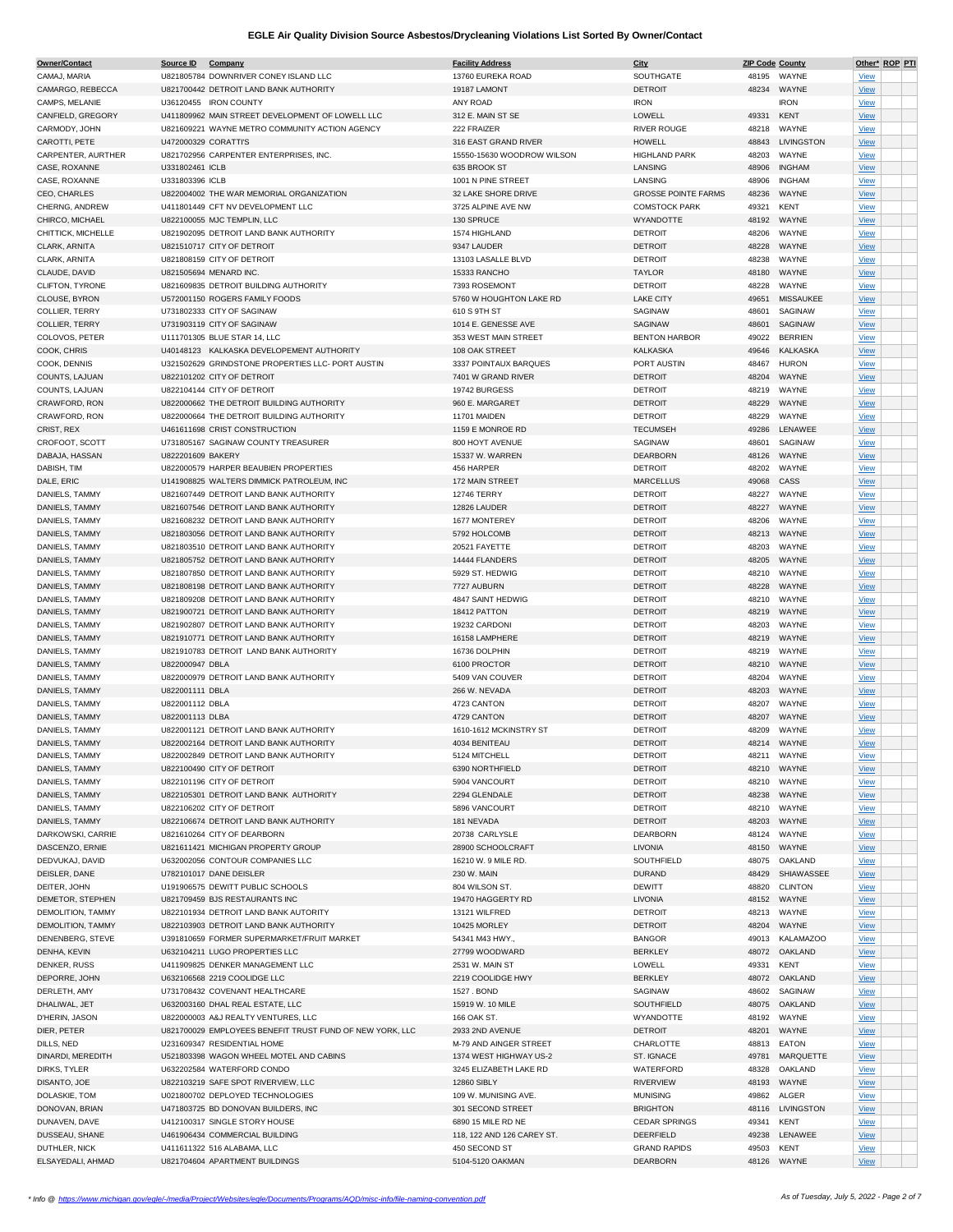# EGLE Air Quality Division Source Asbestos/Drycleaning Violations List Sorted By Owner/Contact

| Owner/Contact | Source ID | Company | Facility Address | City | ZIP Code | County | Other* | ROP | PTI |
|---|---|---|---|---|---|---|---|---|---|
| CAMAJ, MARIA | U821805784 | DOWNRIVER CONEY ISLAND LLC | 13760 EUREKA ROAD | SOUTHGATE | 48195 | WAYNE | View | | |
| CAMARGO, REBECCA | U821700442 | DETROIT LAND BANK AUTHORITY | 19187 LAMONT | DETROIT | 48234 | WAYNE | View | | |
| CAMPS, MELANIE | U36120455 | IRON COUNTY | ANY ROAD | IRON | | IRON | View | | |
| CANFIELD, GREGORY | U411809962 | MAIN STREET DEVELOPMENT OF LOWELL LLC | 312 E. MAIN ST SE | LOWELL | 49331 | KENT | View | | |
| CARMODY, JOHN | U821609221 | WAYNE METRO COMMUNITY ACTION AGENCY | 222 FRAIZER | RIVER ROUGE | 48218 | WAYNE | View | | |
| CAROTTI, PETE | U472000329 | CORATTI'S | 316 EAST GRAND RIVER | HOWELL | 48843 | LIVINGSTON | View | | |
| CARPENTER, AURTHER | U821702956 | CARPENTER ENTERPRISES, INC. | 15550-15630 WOODROW WILSON | HIGHLAND PARK | 48203 | WAYNE | View | | |
| CASE, ROXANNE | U331802461 | ICLB | 635 BROOK ST | LANSING | 48906 | INGHAM | View | | |
| CASE, ROXANNE | U331803396 | ICLB | 1001 N PINE STREET | LANSING | 48906 | INGHAM | View | | |
| CEO, CHARLES | U822004002 | THE WAR MEMORIAL ORGANIZATION | 32 LAKE SHORE DRIVE | GROSSE POINTE FARMS | 48236 | WAYNE | View | | |
| CHERNG, ANDREW | U411801449 | CFT NV DEVELOPMENT LLC | 3725 ALPINE AVE NW | COMSTOCK PARK | 49321 | KENT | View | | |
| CHIRCO, MICHAEL | U822100055 | MJC TEMPLIN, LLC | 130 SPRUCE | WYANDOTTE | 48192 | WAYNE | View | | |
| CHITTICK, MICHELLE | U821902095 | DETROIT LAND BANK AUTHORITY | 1574 HIGHLAND | DETROIT | 48206 | WAYNE | View | | |
| CLARK, ARNITA | U821510717 | CITY OF DETROIT | 9347 LAUDER | DETROIT | 48228 | WAYNE | View | | |
| CLARK, ARNITA | U821808159 | CITY OF DETROIT | 13103 LASALLE BLVD | DETROIT | 48238 | WAYNE | View | | |
| CLAUDE, DAVID | U821505694 | MENARD INC. | 15333 RANCHO | TAYLOR | 48180 | WAYNE | View | | |
| CLIFTON, TYRONE | U821609835 | DETROIT BUILDING AUTHORITY | 7393 ROSEMONT | DETROIT | 48228 | WAYNE | View | | |
| CLOUSE, BYRON | U572001150 | ROGERS FAMILY FOODS | 5760 W HOUGHTON LAKE RD | LAKE CITY | 49651 | MISSAUKEE | View | | |
| COLLIER, TERRY | U731802333 | CITY OF SAGINAW | 610 S 9TH ST | SAGINAW | 48601 | SAGINAW | View | | |
| COLLIER, TERRY | U731903119 | CITY OF SAGINAW | 1014 E. GENESSE AVE | SAGINAW | 48601 | SAGINAW | View | | |
| COLOVOS, PETER | U111701305 | BLUE STAR 14, LLC | 353 WEST MAIN STREET | BENTON HARBOR | 49022 | BERRIEN | View | | |
| COOK, CHRIS | U40148123 | KALKASKA DEVELOPEMENT AUTHORITY | 108 OAK STREET | KALKASKA | 49646 | KALKASKA | View | | |
| COOK, DENNIS | U321502629 | GRINDSTONE PROPERTIES LLC- PORT AUSTIN | 3337 POINTAUX BARQUES | PORT AUSTIN | 48467 | HURON | View | | |
| COUNTS, LAJUAN | U822101202 | CITY OF DETROIT | 7401 W GRAND RIVER | DETROIT | 48204 | WAYNE | View | | |
| COUNTS, LAJUAN | U822104144 | CITY OF DETROIT | 19742 BURGESS | DETROIT | 48219 | WAYNE | View | | |
| CRAWFORD, RON | U822000662 | THE DETROIT BUILDING AUTHORITY | 960 E. MARGARET | DETROIT | 48229 | WAYNE | View | | |
| CRAWFORD, RON | U822000664 | THE DETROIT BUILDING AUTHORITY | 11701 MAIDEN | DETROIT | 48229 | WAYNE | View | | |
| CRIST, REX | U461611698 | CRIST CONSTRUCTION | 1159 E MONROE RD | TECUMSEH | 49286 | LENAWEE | View | | |
| CROFOOT, SCOTT | U731805167 | SAGINAW COUNTY TREASURER | 800 HOYT AVENUE | SAGINAW | 48601 | SAGINAW | View | | |
| DABAJA, HASSAN | U822201609 | BAKERY | 15337 W. WARREN | DEARBORN | 48126 | WAYNE | View | | |
| DABISH, TIM | U822000579 | HARPER BEAUBIEN PROPERTIES | 456 HARPER | DETROIT | 48202 | WAYNE | View | | |
| DALE, ERIC | U141908825 | WALTERS DIMMICK PATROLEUM, INC | 172 MAIN STREET | MARCELLUS | 49068 | CASS | View | | |
| DANIELS, TAMMY | U821607449 | DETROIT LAND BANK AUTHORITY | 12746 TERRY | DETROIT | 48227 | WAYNE | View | | |
| DANIELS, TAMMY | U821607546 | DETROIT LAND BANK AUTHORITY | 12826 LAUDER | DETROIT | 48227 | WAYNE | View | | |
| DANIELS, TAMMY | U821608232 | DETROIT LAND BANK AUTHORITY | 1677 MONTEREY | DETROIT | 48206 | WAYNE | View | | |
| DANIELS, TAMMY | U821803056 | DETROIT LAND BANK AUTHORITY | 5792 HOLCOMB | DETROIT | 48213 | WAYNE | View | | |
| DANIELS, TAMMY | U821803510 | DETROIT LAND BANK AUTHORITY | 20521 FAYETTE | DETROIT | 48203 | WAYNE | View | | |
| DANIELS, TAMMY | U821805752 | DETROIT LAND BANK AUTHORITY | 14444 FLANDERS | DETROIT | 48205 | WAYNE | View | | |
| DANIELS, TAMMY | U821807850 | DETROIT LAND BANK AUTHORITY | 5929 ST. HEDWIG | DETROIT | 48210 | WAYNE | View | | |
| DANIELS, TAMMY | U821808198 | DETROIT LAND BANK AUTHORITY | 7727 AUBURN | DETROIT | 48228 | WAYNE | View | | |
| DANIELS, TAMMY | U821809208 | DETROIT LAND BANK AUTHORITY | 4847 SAINT HEDWIG | DETROIT | 48210 | WAYNE | View | | |
| DANIELS, TAMMY | U821900721 | DETROIT LAND BANK AUTHORITY | 18412 PATTON | DETROIT | 48219 | WAYNE | View | | |
| DANIELS, TAMMY | U821902807 | DETROIT LAND BANK AUTHORITY | 19232 CARDONI | DETROIT | 48203 | WAYNE | View | | |
| DANIELS, TAMMY | U821910771 | DETROIT LAND BANK AUTHORITY | 16158 LAMPHERE | DETROIT | 48219 | WAYNE | View | | |
| DANIELS, TAMMY | U821910783 | DETROIT LAND BANK AUTHORITY | 16736 DOLPHIN | DETROIT | 48219 | WAYNE | View | | |
| DANIELS, TAMMY | U822000947 | DBLA | 6100 PROCTOR | DETROIT | 48210 | WAYNE | View | | |
| DANIELS, TAMMY | U822000979 | DETROIT LAND BANK AUTHORITY | 5409 VAN COUVER | DETROIT | 48204 | WAYNE | View | | |
| DANIELS, TAMMY | U822001111 | DBLA | 266 W. NEVADA | DETROIT | 48203 | WAYNE | View | | |
| DANIELS, TAMMY | U822001112 | DBLA | 4723 CANTON | DETROIT | 48207 | WAYNE | View | | |
| DANIELS, TAMMY | U822001113 | DLBA | 4729 CANTON | DETROIT | 48207 | WAYNE | View | | |
| DANIELS, TAMMY | U822001121 | DETROIT LAND BANK AUTHORITY | 1610-1612 MCKINSTRY ST | DETROIT | 48209 | WAYNE | View | | |
| DANIELS, TAMMY | U822002164 | DETROIT LAND BANK AUTHORITY | 4034 BENITEAU | DETROIT | 48214 | WAYNE | View | | |
| DANIELS, TAMMY | U822002849 | DETROIT LAND BANK AUTHORITY | 5124 MITCHELL | DETROIT | 48211 | WAYNE | View | | |
| DANIELS, TAMMY | U822100490 | CITY OF DETROIT | 6390 NORTHFIELD | DETROIT | 48210 | WAYNE | View | | |
| DANIELS, TAMMY | U822101196 | CITY OF DETROIT | 5904 VANCOURT | DETROIT | 48210 | WAYNE | View | | |
| DANIELS, TAMMY | U822105301 | DETROIT LAND BANK AUTHORITY | 2294 GLENDALE | DETROIT | 48238 | WAYNE | View | | |
| DANIELS, TAMMY | U822106202 | CITY OF DETROIT | 5896 VANCOURT | DETROIT | 48210 | WAYNE | View | | |
| DANIELS, TAMMY | U822106674 | DETROIT LAND BANK AUTHORITY | 181 NEVADA | DETROIT | 48203 | WAYNE | View | | |
| DARKOWSKI, CARRIE | U821610264 | CITY OF DEARBORN | 20738 CARLYSLE | DEARBORN | 48124 | WAYNE | View | | |
| DASCENZO, ERNIE | U821611421 | MICHIGAN PROPERTY GROUP | 28900 SCHOOLCRAFT | LIVONIA | 48150 | WAYNE | View | | |
| DEDVUKAJ, DAVID | U632002056 | CONTOUR COMPANIES LLC | 16210 W. 9 MILE RD. | SOUTHFIELD | 48075 | OAKLAND | View | | |
| DEISLER, DANE | U782101017 | DANE DEISLER | 230 W. MAIN | DURAND | 48429 | SHIAWASSEE | View | | |
| DEITER, JOHN | U191906575 | DEWITT PUBLIC SCHOOLS | 804 WILSON ST. | DEWITT | 48820 | CLINTON | View | | |
| DEMETOR, STEPHEN | U821709459 | BJS RESTAURANTS INC | 19470 HAGGERTY RD | LIVONIA | 48152 | WAYNE | View | | |
| DEMOLITION, TAMMY | U822101934 | DETROIT LAND BANK AUTORITY | 13121 WILFRED | DETROIT | 48213 | WAYNE | View | | |
| DEMOLITION, TAMMY | U822103903 | DETROIT LAND BANK AUTHORITY | 10425 MORLEY | DETROIT | 48204 | WAYNE | View | | |
| DENENBERG, STEVE | U391810659 | FORMER SUPERMARKET/FRUIT MARKET | 54341 M43 HWY., | BANGOR | 49013 | KALAMAZOO | View | | |
| DENHA, KEVIN | U632104211 | LUGO PROPERTIES LLC | 27799 WOODWARD | BERKLEY | 48072 | OAKLAND | View | | |
| DENKER, RUSS | U411909825 | DENKER MANAGEMENT LLC | 2531 W. MAIN ST | LOWELL | 49331 | KENT | View | | |
| DEPORRE, JOHN | U632106568 | 2219 COOLIDGE LLC | 2219 COOLIDGE HWY | BERKLEY | 48072 | OAKLAND | View | | |
| DERLETH, AMY | U731708432 | COVENANT HEALTHCARE | 1527 . BOND | SAGINAW | 48602 | SAGINAW | View | | |
| DHALIWAL, JET | U632003160 | DHAL REAL ESTATE, LLC | 15919 W. 10 MILE | SOUTHFIELD | 48075 | OAKLAND | View | | |
| D'HERIN, JASON | U822000003 | A&J REALTY VENTURES, LLC | 166 OAK ST. | WYANDOTTE | 48192 | WAYNE | View | | |
| DIER, PETER | U821700029 | EMPLOYEES BENEFIT TRUST FUND OF NEW YORK, LLC | 2933 2ND AVENUE | DETROIT | 48201 | WAYNE | View | | |
| DILLS, NED | U231609347 | RESIDENTIAL HOME | M-79 AND AINGER STREET | CHARLOTTE | 48813 | EATON | View | | |
| DINARDI, MEREDITH | U521803398 | WAGON WHEEL MOTEL AND CABINS | 1374 WEST HIGHWAY US-2 | ST. IGNACE | 49781 | MARQUETTE | View | | |
| DIRKS, TYLER | U632202584 | WATERFORD CONDO | 3245 ELIZABETH LAKE RD | WATERFORD | 48328 | OAKLAND | View | | |
| DISANTO, JOE | U822103219 | SAFE SPOT RIVERVIEW, LLC | 12860 SIBLY | RIVERVIEW | 48193 | WAYNE | View | | |
| DOLASKIE, TOM | U021800702 | DEPLOYED TECHNOLOGIES | 109 W. MUNISING AVE. | MUNISING | 49862 | ALGER | View | | |
| DONOVAN, BRIAN | U471803725 | BD DONOVAN BUILDERS, INC | 301 SECOND STREET | BRIGHTON | 48116 | LIVINGSTON | View | | |
| DUNAVEN, DAVE | U412100317 | SINGLE STORY HOUSE | 6890 15 MILE RD NE | CEDAR SPRINGS | 49341 | KENT | View | | |
| DUSSEAU, SHANE | U461906434 | COMMERCIAL BUILDING | 118, 122 AND 126 CAREY ST. | DEERFIELD | 49238 | LENAWEE | View | | |
| DUTHLER, NICK | U411611322 | 516 ALABAMA, LLC | 450 SECOND ST | GRAND RAPIDS | 49503 | KENT | View | | |
| ELSAYEDALI, AHMAD | U821704604 | APARTMENT BUILDINGS | 5104-5120 OAKMAN | DEARBORN | 48126 | WAYNE | View | | |

\* Info @ https://www.michigan.gov/egle/-/media/Project/Websites/egle/Documents/Programs/AQD/misc-info/file-naming-convention.pdf

As of Tuesday, July 5, 2022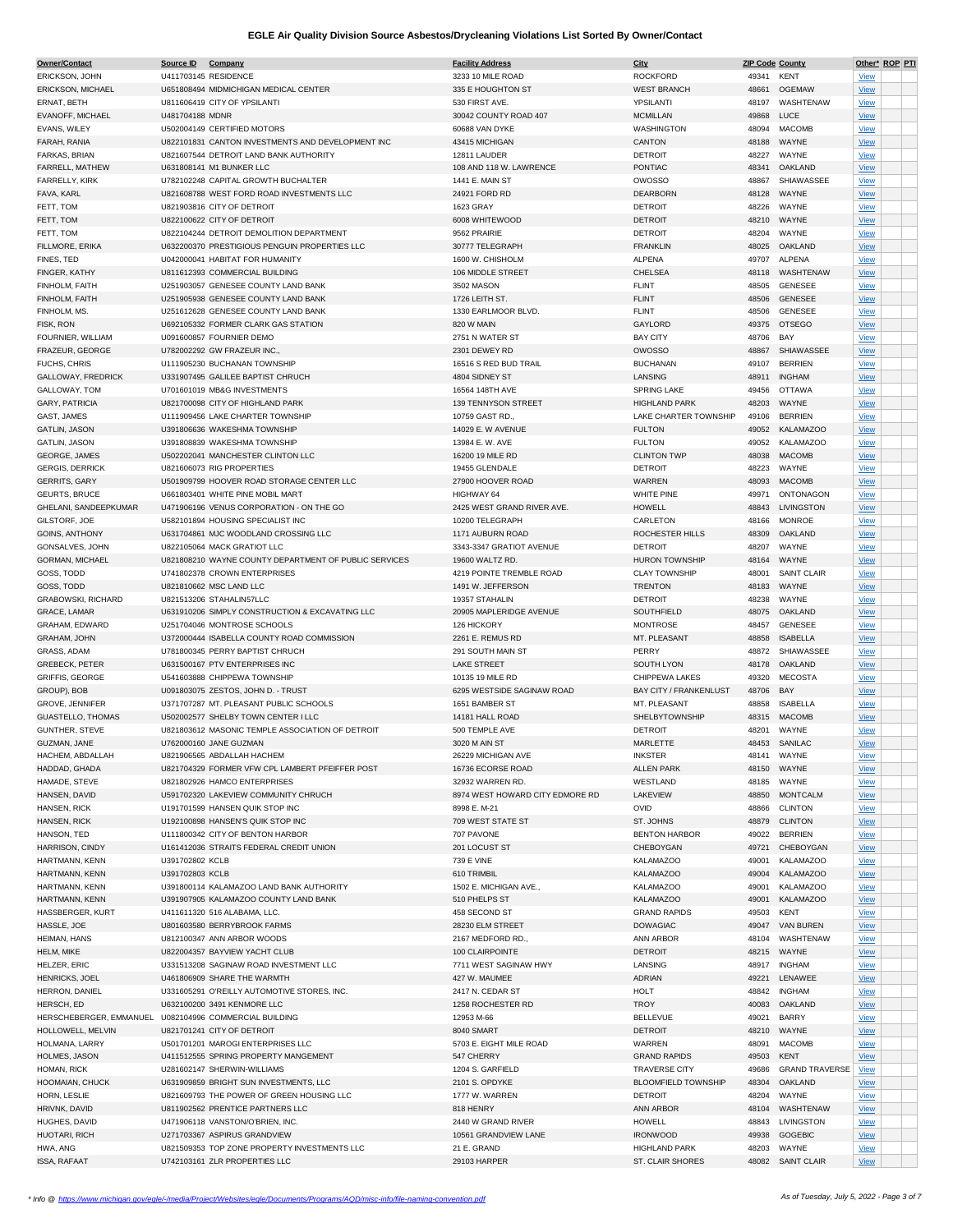# EGLE Air Quality Division Source Asbestos/Drycleaning Violations List Sorted By Owner/Contact

| Owner/Contact | Source ID | Company | Facility Address | City | ZIP Code | County | Other* | ROP | PTI |
|---|---|---|---|---|---|---|---|---|---|
| ERICKSON, JOHN | U411703145 | RESIDENCE | 3233 10 MILE ROAD | ROCKFORD | 49341 | KENT | View | | |
| ERICKSON, MICHAEL | U651808494 | MIDMICHIGAN MEDICAL CENTER | 335 E HOUGHTON ST | WEST BRANCH | 48661 | OGEMAW | View | | |
| ERNAT, BETH | U811606419 | CITY OF YPSILANTI | 530 FIRST AVE. | YPSILANTI | 48197 | WASHTENAW | View | | |
| EVANOFF, MICHAEL | U481704188 | MDNR | 30042 COUNTY ROAD 407 | MCMILLAN | 49868 | LUCE | View | | |
| EVANS, WILEY | U502004149 | CERTIFIED MOTORS | 60688 VAN DYKE | WASHINGTON | 48094 | MACOMB | View | | |
| FARAH, RANIA | U822101831 | CANTON INVESTMENTS AND DEVELOPMENT INC | 43415 MICHIGAN | CANTON | 48188 | WAYNE | View | | |
| FARKAS, BRIAN | U821607544 | DETROIT LAND BANK AUTHORITY | 12811 LAUDER | DETROIT | 48227 | WAYNE | View | | |
| FARRELL, MATHEW | U631808141 | M1 BUNKER LLC | 108 AND 118 W. LAWRENCE | PONTIAC | 48341 | OAKLAND | View | | |
| FARRELLY, KIRK | U782102248 | CAPITAL GROWTH BUCHALTER | 1441 E. MAIN ST | OWOSSO | 48867 | SHIAWASSEE | View | | |
| FAVA, KARL | U821608788 | WEST FORD ROAD INVESTMENTS LLC | 24921 FORD RD | DEARBORN | 48128 | WAYNE | View | | |
| FETT, TOM | U821903816 | CITY OF DETROIT | 1623 GRAY | DETROIT | 48226 | WAYNE | View | | |
| FETT, TOM | U822100622 | CITY OF DETROIT | 6008 WHITEWOOD | DETROIT | 48210 | WAYNE | View | | |
| FETT, TOM | U822104244 | DETROIT DEMOLITION DEPARTMENT | 9562 PRAIRIE | DETROIT | 48204 | WAYNE | View | | |
| FILLMORE, ERIKA | U632200370 | PRESTIGIOUS PENGUIN PROPERTIES LLC | 30777 TELEGRAPH | FRANKLIN | 48025 | OAKLAND | View | | |
| FINES, TED | U042000041 | HABITAT FOR HUMANITY | 1600 W. CHISHOLM | ALPENA | 49707 | ALPENA | View | | |
| FINGER, KATHY | U811612393 | COMMERCIAL BUILDING | 106 MIDDLE STREET | CHELSEA | 48118 | WASHTENAW | View | | |
| FINHOLM, FAITH | U251903057 | GENESEE COUNTY LAND BANK | 3502 MASON | FLINT | 48505 | GENESEE | View | | |
| FINHOLM, FAITH | U251905938 | GENESEE COUNTY LAND BANK | 1726 LEITH ST. | FLINT | 48506 | GENESEE | View | | |
| FINHOLM, MS. | U251612628 | GENESEE COUNTY LAND BANK | 1330 EARLMOOR BLVD. | FLINT | 48506 | GENESEE | View | | |
| FISK, RON | U692105332 | FORMER CLARK GAS STATION | 820 W MAIN | GAYLORD | 49375 | OTSEGO | View | | |
| FOURNIER, WILLIAM | U091600857 | FOURNIER DEMO | 2751 N WATER ST | BAY CITY | 48706 | BAY | View | | |
| FRAZEUR, GEORGE | U782002292 | GW FRAZEUR INC., | 2301 DEWEY RD | OWOSSO | 48867 | SHIAWASSEE | View | | |
| FUCHS, CHRIS | U111905230 | BUCHANAN TOWNSHIP | 16516 S RED BUD TRAIL | BUCHANAN | 49107 | BERRIEN | View | | |
| GALLOWAY, FREDRICK | U331907495 | GALILEE BAPTIST CHURCH | 4804 SIDNEY ST | LANSING | 48911 | INGHAM | View | | |
| GALLOWAY, TOM | U701601019 | MB&G INVESTMENTS | 16564 148TH AVE | SPRING LAKE | 49456 | OTTAWA | View | | |
| GARY, PATRICIA | U821700098 | CITY OF HIGHLAND PARK | 139 TENNYSON STREET | HIGHLAND PARK | 48203 | WAYNE | View | | |
| GAST, JAMES | U111909456 | LAKE CHARTER TOWNSHIP | 10759 GAST RD., | LAKE CHARTER TOWNSHIP | 49106 | BERRIEN | View | | |
| GATLIN, JASON | U391806636 | WAKESHMA TOWNSHIP | 14029 E. W AVENUE | FULTON | 49052 | KALAMAZOO | View | | |
| GATLIN, JASON | U391808839 | WAKESHMA TOWNSHIP | 13984 E. W. AVE | FULTON | 49052 | KALAMAZOO | View | | |
| GEORGE, JAMES | U502202041 | MANCHESTER CLINTON LLC | 16200 19 MILE RD | CLINTON TWP | 48038 | MACOMB | View | | |
| GERGIS, DERRICK | U821606073 | RIG PROPERTIES | 19455 GLENDALE | DETROIT | 48223 | WAYNE | View | | |
| GERRITS, GARY | U501909799 | HOOVER ROAD STORAGE CENTER LLC | 27900 HOOVER ROAD | WARREN | 48093 | MACOMB | View | | |
| GEURTS, BRUCE | U661803401 | WHITE PINE MOBIL MART | HIGHWAY 64 | WHITE PINE | 49971 | ONTONAGON | View | | |
| GHELANI, SANDEEPKUMAR | U471906196 | VENUS CORPORATION - ON THE GO | 2425 WEST GRAND RIVER AVE. | HOWELL | 48843 | LIVINGSTON | View | | |
| GILSTORF, JOE | U582101894 | HOUSING SPECIALIST INC | 10200 TELEGRAPH | CARLETON | 48166 | MONROE | View | | |
| GOINS, ANTHONY | U631704861 | MJC WOODLAND CROSSING LLC | 1171 AUBURN ROAD | ROCHESTER HILLS | 48309 | OAKLAND | View | | |
| GONSALVES, JOHN | U822105064 | MACK GRATIOT LLC | 3343-3347 GRATIOT AVENUE | DETROIT | 48207 | WAYNE | View | | |
| GORMAN, MICHAEL | U821808210 | WAYNE COUNTY DEPARTMENT OF PUBLIC SERVICES | 19600 WALTZ RD. | HURON TOWNSHIP | 48164 | WAYNE | View | | |
| GOSS, TODD | U741802378 | CROWN ENTERPRISES | 4219 POINTE TREMBLE ROAD | CLAY TOWNSHIP | 48001 | SAINT CLAIR | View | | |
| GOSS, TODD | U821810662 | MSC LAND LLC | 1491 W. JEFFERSON | TRENTON | 48183 | WAYNE | View | | |
| GRABOWSKI, RICHARD | U821513206 | STAHALIN57LLC | 19357 STAHALIN | DETROIT | 48238 | WAYNE | View | | |
| GRACE, LAMAR | U631910206 | SIMPLY CONSTRUCTION & EXCAVATING LLC | 20905 MAPLERIDGE AVENUE | SOUTHFIELD | 48075 | OAKLAND | View | | |
| GRAHAM, EDWARD | U251704046 | MONTROSE SCHOOLS | 126 HICKORY | MONTROSE | 48457 | GENESEE | View | | |
| GRAHAM, JOHN | U372000444 | ISABELLA COUNTY ROAD COMMISSION | 2261 E. REMUS RD | MT. PLEASANT | 48858 | ISABELLA | View | | |
| GRASS, ADAM | U781800345 | PERRY BAPTIST CHRUCH | 291 SOUTH MAIN ST | PERRY | 48872 | SHIAWASSEE | View | | |
| GREBECK, PETER | U631500167 | PTV ENTERPRISES INC | LAKE STREET | SOUTH LYON | 48178 | OAKLAND | View | | |
| GRIFFIS, GEORGE | U541603888 | CHIPPEWA TOWNSHIP | 10135 19 MILE RD | CHIPPEWA LAKES | 49320 | MECOSTA | View | | |
| GROUP), BOB | U091803075 | ZESTOS, JOHN D. - TRUST | 6295 WESTSIDE SAGINAW ROAD | BAY CITY / FRANKENLUST | 48706 | BAY | View | | |
| GROVE, JENNIFER | U371707287 | MT. PLEASANT PUBLIC SCHOOLS | 1651 BAMBER ST | MT. PLEASANT | 48858 | ISABELLA | View | | |
| GUASTELLO, THOMAS | U502002577 | SHELBY TOWN CENTER I LLC | 14181 HALL ROAD | SHELBYTOWNSHIP | 48315 | MACOMB | View | | |
| GUNTHER, STEVE | U821803612 | MASONIC TEMPLE ASSOCIATION OF DETROIT | 500 TEMPLE AVE | DETROIT | 48201 | WAYNE | View | | |
| GUZMAN, JANE | U762000160 | JANE GUZMAN | 3020 M AIN ST | MARLETTE | 48453 | SANILAC | View | | |
| HACHEM, ABDALLAH | U821906565 | ABDALLAH HACHEM | 26229 MICHIGAN AVE | INKSTER | 48141 | WAYNE | View | | |
| HADDAD, GHADA | U821704329 | FORMER VFW CPL LAMBERT PFEIFFER POST | 16736 ECORSE ROAD | ALLEN PARK | 48150 | WAYNE | View | | |
| HAMADE, STEVE | U821802926 | HAMCO ENTERPRISES | 32932 WARREN RD. | WESTLAND | 48185 | WAYNE | View | | |
| HANSEN, DAVID | U591702320 | LAKEVIEW COMMUNITY CHRUCH | 8974 WEST HOWARD CITY EDMORE RD | LAKEVIEW | 48850 | MONTCALM | View | | |
| HANSEN, RICK | U191701599 | HANSEN QUIK STOP INC | 8998 E. M-21 | OVID | 48866 | CLINTON | View | | |
| HANSEN, RICK | U192100898 | HANSEN'S QUIK STOP INC | 709 WEST STATE ST | ST. JOHNS | 48879 | CLINTON | View | | |
| HANSON, TED | U111800342 | CITY OF BENTON HARBOR | 707 PAVONE | BENTON HARBOR | 49022 | BERRIEN | View | | |
| HARRISON, CINDY | U161412036 | STRAITS FEDERAL CREDIT UNION | 201 LOCUST ST | CHEBOYGAN | 49721 | CHEBOYGAN | View | | |
| HARTMANN, KENN | U391702802 | KCLB | 739 E VINE | KALAMAZOO | 49001 | KALAMAZOO | View | | |
| HARTMANN, KENN | U391702803 | KCLB | 610 TRIMBIL | KALAMAZOO | 49004 | KALAMAZOO | View | | |
| HARTMANN, KENN | U391800114 | KALAMAZOO LAND BANK AUTHORITY | 1502 E. MICHIGAN AVE., | KALAMAZOO | 49001 | KALAMAZOO | View | | |
| HARTMANN, KENN | U391907905 | KALAMAZOO COUNTY LAND BANK | 510 PHELPS ST | KALAMAZOO | 49001 | KALAMAZOO | View | | |
| HASSBERGER, KURT | U411611320 | 516 ALABAMA, LLC. | 458 SECOND ST | GRAND RAPIDS | 49503 | KENT | View | | |
| HASSLE, JOE | U801603580 | BERRYBROOK FARMS | 28230 ELM STREET | DOWAGIAC | 49047 | VAN BUREN | View | | |
| HEIMAN, HANS | U812100347 | ANN ARBOR WOODS | 2167 MEDFORD RD., | ANN ARBOR | 48104 | WASHTENAW | View | | |
| HELM, MIKE | U822004357 | BAYVIEW YACHT CLUB | 100 CLAIRPOINTE | DETROIT | 48215 | WAYNE | View | | |
| HELZER, ERIC | U331513208 | SAGINAW ROAD INVESTMENT LLC | 7711 WEST SAGINAW HWY | LANSING | 48917 | INGHAM | View | | |
| HENRICKS, JOEL | U461806909 | SHARE THE WARMTH | 427 W. MAUMEE | ADRIAN | 49221 | LENAWEE | View | | |
| HERRON, DANIEL | U331605291 | O'REILLY AUTOMOTIVE STORES, INC. | 2417 N. CEDAR ST | HOLT | 48842 | INGHAM | View | | |
| HERSCH, ED | U632100200 | 3491 KENMORE LLC | 1258 ROCHESTER RD | TROY | 40083 | OAKLAND | View | | |
| HERSCHEBERGER, EMMANUEL | U082104996 | COMMERCIAL BUILDING | 12953 M-66 | BELLEVUE | 49021 | BARRY | View | | |
| HOLLOWELL, MELVIN | U821701241 | CITY OF DETROIT | 8040 SMART | DETROIT | 48210 | WAYNE | View | | |
| HOLMANA, LARRY | U501701201 | MAROGI ENTERPRISES LLC | 5703 E. EIGHT MILE ROAD | WARREN | 48091 | MACOMB | View | | |
| HOLMES, JASON | U411512555 | SPRING PROPERTY MANGEMENT | 547 CHERRY | GRAND RAPIDS | 49503 | KENT | View | | |
| HOMAN, RICK | U281602147 | SHERWIN-WILLIAMS | 1204 S. GARFIELD | TRAVERSE CITY | 49686 | GRAND TRAVERSE | View | | |
| HOOMAIAN, CHUCK | U631909859 | BRIGHT SUN INVESTMENTS, LLC | 2101 S. OPDYKE | BLOOMFIELD TOWNSHIP | 48304 | OAKLAND | View | | |
| HORN, LESLIE | U821609793 | THE POWER OF GREEN HOUSING LLC | 1777 W. WARREN | DETROIT | 48204 | WAYNE | View | | |
| HRIVNK, DAVID | U811902562 | PRENTICE PARTNERS LLC | 818 HENRY | ANN ARBOR | 48104 | WASHTENAW | View | | |
| HUGHES, DAVID | U471906118 | VANSTON/O'BRIEN, INC. | 2440 W GRAND RIVER | HOWELL | 48843 | LIVINGSTON | View | | |
| HUOTARI, RICH | U271703367 | ASPIRUS GRANDVIEW | 10561 GRANDVIEW LANE | IRONWOOD | 49938 | GOGEBIC | View | | |
| HWA, ANG | U821509353 | TOP ZONE PROPERTY INVESTMENTS LLC | 21 E. GRAND | HIGHLAND PARK | 48203 | WAYNE | View | | |
| ISSA, RAFAAT | U742103161 | ZLR PROPERTIES LLC | 29103 HARPER | ST. CLAIR SHORES | 48082 | SAINT CLAIR | View | | |

*Info @ https://www.michigan.gov/egle/-/media/Project/Websites/egle/Documents/Programs/AQD/misc-info/file-naming-convention.pdf

As of Tuesday, July 5, 2022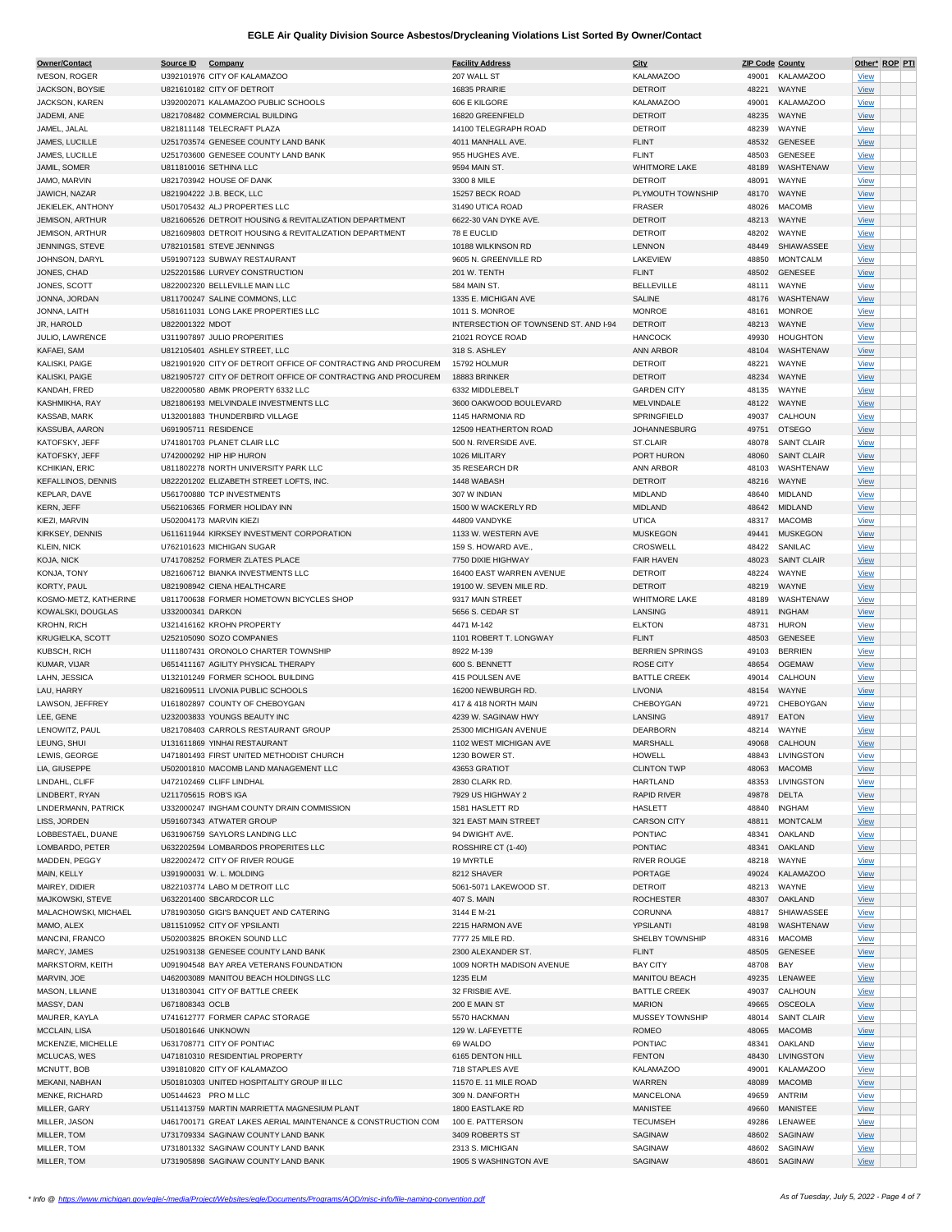# EGLE Air Quality Division Source Asbestos/Drycleaning Violations List Sorted By Owner/Contact

| Owner/Contact | Source ID | Company | Facility Address | City | ZIP Code | County | Other* | ROP | PTI |
|---|---|---|---|---|---|---|---|---|---|
| IVESON, ROGER | U392101976 | CITY OF KALAMAZOO | 207 WALL ST | KALAMAZOO | 49001 | KALAMAZOO | View | | |
| JACKSON, BOYSIE | U821610182 | CITY OF DETROIT | 16835 PRAIRIE | DETROIT | 48221 | WAYNE | View | | |
| JACKSON, KAREN | U392002071 | KALAMAZOO PUBLIC SCHOOLS | 606 E KILGORE | KALAMAZOO | 49001 | KALAMAZOO | View | | |
| JADEMI, ANE | U821708482 | COMMERCIAL BUILDING | 16820 GREENFIELD | DETROIT | 48235 | WAYNE | View | | |
| JAMEL, JALAL | U821811148 | TELECRAFT PLAZA | 14100 TELEGRAPH ROAD | DETROIT | 48239 | WAYNE | View | | |
| JAMES, LUCILLE | U251703574 | GENESEE COUNTY LAND BANK | 4011 MANHALL AVE. | FLINT | 48532 | GENESEE | View | | |
| JAMES, LUCILLE | U251703600 | GENESEE COUNTY LAND BANK | 955 HUGHES AVE. | FLINT | 48503 | GENESEE | View | | |
| JAMIL, SOMER | U811810016 | SETHINA LLC | 9594 MAIN ST. | WHITMORE LAKE | 48189 | WASHTENAW | View | | |
| JAMO, MARVIN | U821703942 | HOUSE OF DANK | 3300 8 MILE | DETROIT | 48091 | WAYNE | View | | |
| JAWICH, NAZAR | U821904222 | J.B. BECK, LLC | 15257 BECK ROAD | PLYMOUTH TOWNSHIP | 48170 | WAYNE | View | | |
| JEKIELEK, ANTHONY | U501705432 | ALJ PROPERTIES LLC | 31490 UTICA ROAD | FRASER | 48026 | MACOMB | View | | |
| JEMISON, ARTHUR | U821606526 | DETROIT HOUSING & REVITALIZATION DEPARTMENT | 6622-30 VAN DYKE AVE. | DETROIT | 48213 | WAYNE | View | | |
| JEMISON, ARTHUR | U821609803 | DETROIT HOUSING & REVITALIZATION DEPARTMENT | 78 E EUCLID | DETROIT | 48202 | WAYNE | View | | |
| JENNINGS, STEVE | U782101581 | STEVE JENNINGS | 10188 WILKINSON RD | LENNON | 48449 | SHIAWASSEE | View | | |
| JOHNSON, DARYL | U591907123 | SUBWAY RESTAURANT | 9605 N. GREENVILLE RD | LAKEVIEW | 48850 | MONTCALM | View | | |
| JONES, CHAD | U252201586 | LURVEY CONSTRUCTION | 201 W. TENTH | FLINT | 48502 | GENESEE | View | | |
| JONES, SCOTT | U822002320 | BELLEVILLE MAIN LLC | 584 MAIN ST. | BELLEVILLE | 48111 | WAYNE | View | | |
| JONNA, JORDAN | U811700247 | SALINE COMMONS, LLC | 1335 E. MICHIGAN AVE | SALINE | 48176 | WASHTENAW | View | | |
| JONNA, LAITH | U581611031 | LONG LAKE PROPERTIES LLC | 1011 S. MONROE | MONROE | 48161 | MONROE | View | | |
| JR, HAROLD | U822001322 | MDOT | INTERSECTION OF TOWNSEND ST. AND I-94 | DETROIT | 48213 | WAYNE | View | | |
| JULIO, LAWRENCE | U311907897 | JULIO PROPERTIES | 21021 ROYCE ROAD | HANCOCK | 49930 | HOUGHTON | View | | |
| KAFAEI, SAM | U812105401 | ASHLEY STREET, LLC | 318 S. ASHLEY | ANN ARBOR | 48104 | WASHTENAW | View | | |
| KALISKI, PAIGE | U821901920 | CITY OF DETROIT OFFICE OF CONTRACTING AND PROCUREM | 15792 HOLMUR | DETROIT | 48221 | WAYNE | View | | |
| KALISKI, PAIGE | U821905727 | CITY OF DETROIT OFFICE OF CONTRACTING AND PROCUREM | 18883 BRINKER | DETROIT | 48234 | WAYNE | View | | |
| KANDAH, FRED | U822000580 | ABMK PROPERTY 6332 LLC | 6332 MIDDLEBELT | GARDEN CITY | 48135 | WAYNE | View | | |
| KASHMIKHA, RAY | U821806193 | MELVINDALE INVESTMENTS LLC | 3600 OAKWOOD BOULEVARD | MELVINDALE | 48122 | WAYNE | View | | |
| KASSAB, MARK | U132001883 | THUNDERBIRD VILLAGE | 1145 HARMONIA RD | SPRINGFIELD | 49037 | CALHOUN | View | | |
| KASSUBA, AARON | U691905711 | RESIDENCE | 12509 HEATHERTON ROAD | JOHANNESBURG | 49751 | OTSEGO | View | | |
| KATOFSKY, JEFF | U741801703 | PLANET CLAIR LLC | 500 N. RIVERSIDE AVE. | ST.CLAIR | 48078 | SAINT CLAIR | View | | |
| KATOFSKY, JEFF | U742000292 | HIP HIP HURON | 1026 MILITARY | PORT HURON | 48060 | SAINT CLAIR | View | | |
| KCHIKIAN, ERIC | U811802278 | NORTH UNIVERSITY PARK LLC | 35 RESEARCH DR | ANN ARBOR | 48103 | WASHTENAW | View | | |
| KEFALLINOS, DENNIS | U822201202 | ELIZABETH STREET LOFTS, INC. | 1448 WABASH | DETROIT | 48216 | WAYNE | View | | |
| KEPLAR, DAVE | U561700880 | TCP INVESTMENTS | 307 W INDIAN | MIDLAND | 48640 | MIDLAND | View | | |
| KERN, JEFF | U562106365 | FORMER HOLIDAY INN | 1500 W WACKERLY RD | MIDLAND | 48642 | MIDLAND | View | | |
| KIEZI, MARVIN | U502004173 | MARVIN KIEZI | 44809 VANDYKE | UTICA | 48317 | MACOMB | View | | |
| KIRKSEY, DENNIS | U611611944 | KIRKSEY INVESTMENT CORPORATION | 1133 W. WESTERN AVE | MUSKEGON | 49441 | MUSKEGON | View | | |
| KLEIN, NICK | U762101623 | MICHIGAN SUGAR | 159 S. HOWARD AVE., | CROSWELL | 48422 | SANILAC | View | | |
| KOJA, NICK | U741708252 | FORMER ZLATES PLACE | 7750 DIXIE HIGHWAY | FAIR HAVEN | 48023 | SAINT CLAIR | View | | |
| KONJA, TONY | U821606712 | BIANKA INVESTMENTS LLC | 16400 EAST WARREN AVENUE | DETROIT | 48224 | WAYNE | View | | |
| KORTY, PAUL | U821908942 | CIENA HEALTHCARE | 19100 W. SEVEN MILE RD. | DETROIT | 48219 | WAYNE | View | | |
| KOSMO-METZ, KATHERINE | U811700638 | FORMER HOMETOWN BICYCLES SHOP | 9317 MAIN STREET | WHITMORE LAKE | 48189 | WASHTENAW | View | | |
| KOWALSKI, DOUGLAS | U332000341 | DARKON | 5656 S. CEDAR ST | LANSING | 48911 | INGHAM | View | | |
| KROHN, RICH | U321416162 | KROHN PROPERTY | 4471 M-142 | ELKTON | 48731 | HURON | View | | |
| KRUGIELKA, SCOTT | U252105090 | SOZO COMPANIES | 1101 ROBERT T. LONGWAY | FLINT | 48503 | GENESEE | View | | |
| KUBSCH, RICH | U111807431 | ORONOLO CHARTER TOWNSHIP | 8922 M-139 | BERRIEN SPRINGS | 49103 | BERRIEN | View | | |
| KUMAR, VIJAR | U651411167 | AGILITY PHYSICAL THERAPY | 600 S. BENNETT | ROSE CITY | 48654 | OGEMAW | View | | |
| LAHN, JESSICA | U132101249 | FORMER SCHOOL BUILDING | 415 POULSEN AVE | BATTLE CREEK | 49014 | CALHOUN | View | | |
| LAU, HARRY | U821609511 | LIVONIA PUBLIC SCHOOLS | 16200 NEWBURGH RD. | LIVONIA | 48154 | WAYNE | View | | |
| LAWSON, JEFFREY | U161802897 | COUNTY OF CHEBOYGAN | 417 & 418 NORTH MAIN | CHEBOYGAN | 49721 | CHEBOYGAN | View | | |
| LEE, GENE | U232003833 | YOUNGS BEAUTY INC | 4239 W. SAGINAW HWY | LANSING | 48917 | EATON | View | | |
| LENOWITZ, PAUL | U821708403 | CARROLS RESTAURANT GROUP | 25300 MICHIGAN AVENUE | DEARBORN | 48214 | WAYNE | View | | |
| LEUNG, SHUI | U131611869 | YINHAI RESTAURANT | 1102 WEST MICHIGAN AVE | MARSHALL | 49068 | CALHOUN | View | | |
| LEWIS, GEORGE | U471801493 | FIRST UNITED METHODIST CHURCH | 1230 BOWER ST. | HOWELL | 48843 | LIVINGSTON | View | | |
| LIA, GIUSEPPE | U502001810 | MACOMB LAND MANAGEMENT LLC | 43653 GRATIOT | CLINTON TWP | 48063 | MACOMB | View | | |
| LINDAHL, CLIFF | U472102469 | CLIFF LINDHAL | 2830 CLARK RD. | HARTLAND | 48353 | LIVINGSTON | View | | |
| LINDBERT, RYAN | U211705615 | ROB'S IGA | 7929 US HIGHWAY 2 | RAPID RIVER | 49878 | DELTA | View | | |
| LINDERMANN, PATRICK | U332000247 | INGHAM COUNTY DRAIN COMMISSION | 1581 HASLETT RD | HASLETT | 48840 | INGHAM | View | | |
| LISS, JORDEN | U591607343 | ATWATER GROUP | 321 EAST MAIN STREET | CARSON CITY | 48811 | MONTCALM | View | | |
| LOBBESTAEL, DUANE | U631906759 | SAYLORS LANDING LLC | 94 DWIGHT AVE. | PONTIAC | 48341 | OAKLAND | View | | |
| LOMBARDO, PETER | U632202594 | LOMBARDOS PROPERITES LLC | ROSSHIRE CT (1-40) | PONTIAC | 48341 | OAKLAND | View | | |
| MADDEN, PEGGY | U822002472 | CITY OF RIVER ROUGE | 19 MYRTLE | RIVER ROUGE | 48218 | WAYNE | View | | |
| MAIN, KELLY | U391900031 | W. L. MOLDING | 8212 SHAVER | PORTAGE | 49024 | KALAMAZOO | View | | |
| MAIREY, DIDIER | U822103774 | LABO M DETROIT LLC | 5061-5071 LAKEWOOD ST. | DETROIT | 48213 | WAYNE | View | | |
| MAJKOWSKI, STEVE | U632201400 | SBCARDCOR LLC | 407 S. MAIN | ROCHESTER | 48307 | OAKLAND | View | | |
| MALACHOWSKI, MICHAEL | U781903050 | GIGI'S BANQUET AND CATERING | 3144 E M-21 | CORUNNA | 48817 | SHIAWASSEE | View | | |
| MAMO, ALEX | U811510952 | CITY OF YPSILANTI | 2215 HARMON AVE | YPSILANTI | 48198 | WASHTENAW | View | | |
| MANCINI, FRANCO | U502003825 | BROKEN SOUND LLC | 7777 25 MILE RD. | SHELBY TOWNSHIP | 48316 | MACOMB | View | | |
| MARCY, JAMES | U251903138 | GENESEE COUNTY LAND BANK | 2300 ALEXANDER ST. | FLINT | 48505 | GENESEE | View | | |
| MARKSTORM, KEITH | U091904548 | BAY AREA VETERANS FOUNDATION | 1009 NORTH MADISON AVENUE | BAY CITY | 48708 | BAY | View | | |
| MARVIN, JOE | U462003089 | MANITOU BEACH HOLDINGS LLC | 1235 ELM | MANITOU BEACH | 49235 | LENAWEE | View | | |
| MASON, LILIANE | U131803041 | CITY OF BATTLE CREEK | 32 FRISBIE AVE. | BATTLE CREEK | 49037 | CALHOUN | View | | |
| MASSY, DAN | U671808343 | OCLB | 200 E MAIN ST | MARION | 49665 | OSCEOLA | View | | |
| MAURER, KAYLA | U741612777 | FORMER CAPAC STORAGE | 5570 HACKMAN | MUSSEY TOWNSHIP | 48014 | SAINT CLAIR | View | | |
| MCCLAIN, LISA | U501801646 | UNKNOWN | 129 W. LAFEYETTE | ROMEO | 48065 | MACOMB | View | | |
| MCKENZIE, MICHELLE | U631708771 | CITY OF PONTIAC | 69 WALDO | PONTIAC | 48341 | OAKLAND | View | | |
| MCLUCAS, WES | U471810310 | RESIDENTIAL PROPERTY | 6165 DENTON HILL | FENTON | 48430 | LIVINGSTON | View | | |
| MCNUTT, BOB | U391810820 | CITY OF KALAMAZOO | 718 STAPLES AVE | KALAMAZOO | 49001 | KALAMAZOO | View | | |
| MEKANI, NABHAN | U501810303 | UNITED HOSPITALITY GROUP III LLC | 11570 E. 11 MILE ROAD | WARREN | 48089 | MACOMB | View | | |
| MENKE, RICHARD | U05144623 | PRO M LLC | 309 N. DANFORTH | MANCELONA | 49659 | ANTRIM | View | | |
| MILLER, GARY | U511413759 | MARTIN MARRIETTA MAGNESIUM PLANT | 1800 EASTLAKE RD | MANISTEE | 49660 | MANISTEE | View | | |
| MILLER, JASON | U461700171 | GREAT LAKES AERIAL MAINTENANCE & CONSTRUCTION COM | 100 E. PATTERSON | TECUMSEH | 49286 | LENAWEE | View | | |
| MILLER, TOM | U731709334 | SAGINAW COUNTY LAND BANK | 3409 ROBERTS ST | SAGINAW | 48602 | SAGINAW | View | | |
| MILLER, TOM | U731801332 | SAGINAW COUNTY LAND BANK | 2313 S. MICHIGAN | SAGINAW | 48602 | SAGINAW | View | | |
| MILLER, TOM | U731905898 | SAGINAW COUNTY LAND BANK | 1905 S WASHINGTON AVE | SAGINAW | 48601 | SAGINAW | View | | |

*\* Info @ https://www.michigan.gov/egle/-/media/Project/Websites/egle/Documents/Programs/AQD/misc-info/file-naming-convention.pdf*

*As of Tuesday, July 5, 2022*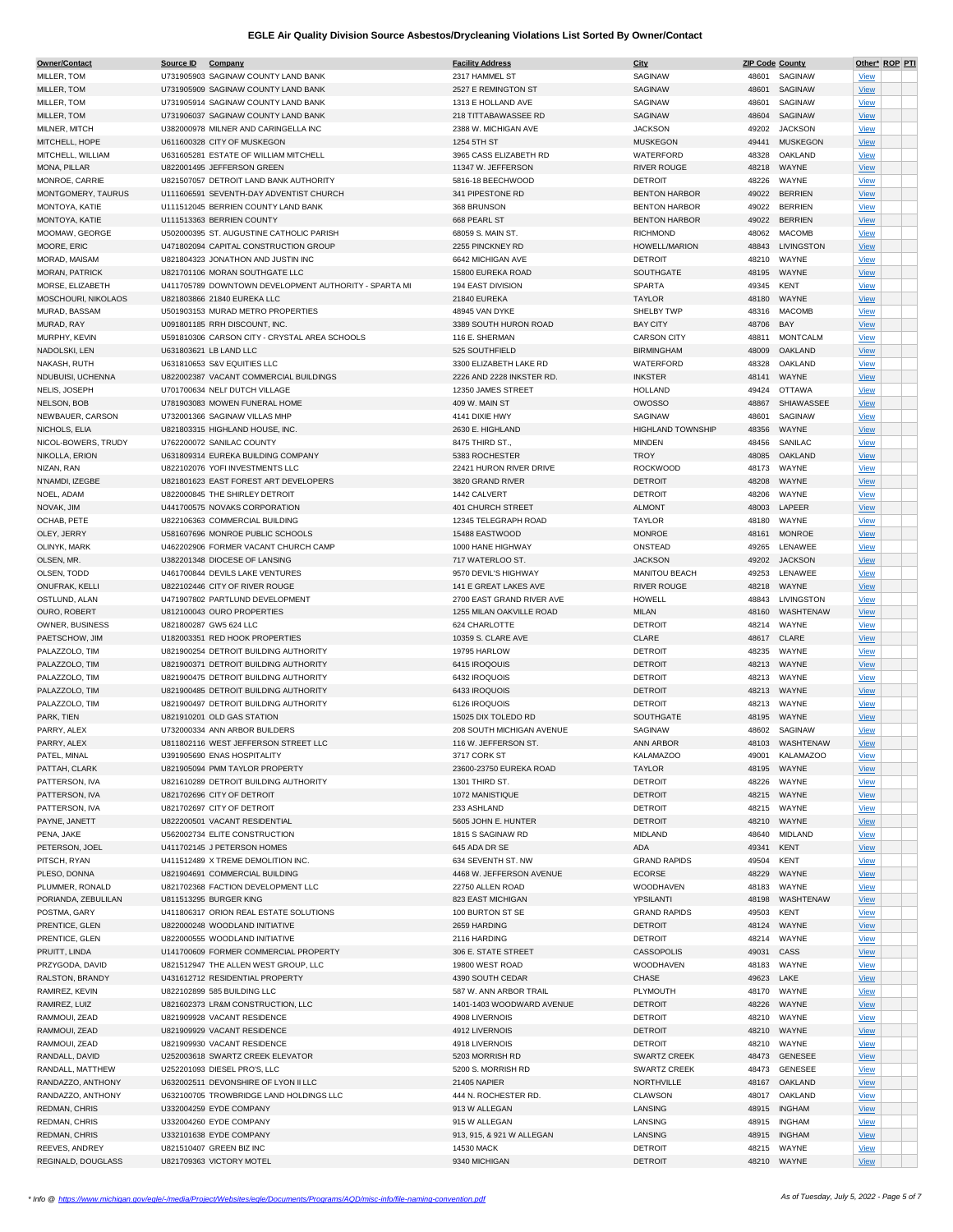# EGLE Air Quality Division Source Asbestos/Drycleaning Violations List Sorted By Owner/Contact

| Owner/Contact | Source ID | Company | Facility Address | City | ZIP Code | County | Other* | ROP | PTI |
|---|---|---|---|---|---|---|---|---|---|
| MILLER, TOM | U731905903 | SAGINAW COUNTY LAND BANK | 2317 HAMMEL ST | SAGINAW | 48601 | SAGINAW | View | | |
| MILLER, TOM | U731905909 | SAGINAW COUNTY LAND BANK | 2527 E REMINGTON ST | SAGINAW | 48601 | SAGINAW | View | | |
| MILLER, TOM | U731905914 | SAGINAW COUNTY LAND BANK | 1313 E HOLLAND AVE | SAGINAW | 48601 | SAGINAW | View | | |
| MILLER, TOM | U731906037 | SAGINAW COUNTY LAND BANK | 218 TITTABAWASSEE RD | SAGINAW | 48604 | SAGINAW | View | | |
| MILNER, MITCH | U382000978 | MILNER AND CARINGELLA INC | 2388 W. MICHIGAN AVE | JACKSON | 49202 | JACKSON | View | | |
| MITCHELL, HOPE | U611600328 | CITY OF MUSKEGON | 1254 5TH ST | MUSKEGON | 49441 | MUSKEGON | View | | |
| MITCHELL, WILLIAM | U631605281 | ESTATE OF WILLIAM MITCHELL | 3965 CASS ELIZABETH RD | WATERFORD | 48328 | OAKLAND | View | | |
| MONA, PILLAR | U822001495 | JEFFERSON GREEN | 11347 W. JEFFERSON | RIVER ROUGE | 48218 | WAYNE | View | | |
| MONROE, CARRIE | U821507057 | DETROIT LAND BANK AUTHORITY | 5816-18 BEECHWOOD | DETROIT | 48226 | WAYNE | View | | |
| MONTGOMERY, TAURUS | U111606591 | SEVENTH-DAY ADVENTIST CHURCH | 341 PIPESTONE RD | BENTON HARBOR | 49022 | BERRIEN | View | | |
| MONTOYA, KATIE | U111512045 | BERRIEN COUNTY LAND BANK | 368 BRUNSON | BENTON HARBOR | 49022 | BERRIEN | View | | |
| MONTOYA, KATIE | U111513363 | BERRIEN COUNTY | 668 PEARL ST | BENTON HARBOR | 49022 | BERRIEN | View | | |
| MOOMAW, GEORGE | U502000395 | ST. AUGUSTINE CATHOLIC PARISH | 68059 S. MAIN ST. | RICHMOND | 48062 | MACOMB | View | | |
| MOORE, ERIC | U471802094 | CAPITAL CONSTRUCTION GROUP | 2255 PINCKNEY RD | HOWELL/MARION | 48843 | LIVINGSTON | View | | |
| MORAD, MAISAM | U821804323 | JONATHON AND JUSTIN INC | 6642 MICHIGAN AVE | DETROIT | 48210 | WAYNE | View | | |
| MORAN, PATRICK | U821701106 | MORAN SOUTHGATE LLC | 15800 EUREKA ROAD | SOUTHGATE | 48195 | WAYNE | View | | |
| MORSE, ELIZABETH | U411705789 | DOWNTOWN DEVELOPMENT AUTHORITY - SPARTA MI | 194 EAST DIVISION | SPARTA | 49345 | KENT | View | | |
| MOSCHOURI, NIKOLAOS | U821803866 | 21840 EUREKA LLC | 21840 EUREKA | TAYLOR | 48180 | WAYNE | View | | |
| MURAD, BASSAM | U501903153 | MURAD METRO PROPERTIES | 48945 VAN DYKE | SHELBY TWP | 48316 | MACOMB | View | | |
| MURAD, RAY | U091801185 | RRH DISCOUNT, INC. | 3389 SOUTH HURON ROAD | BAY CITY | 48706 | BAY | View | | |
| MURPHY, KEVIN | U591810306 | CARSON CITY - CRYSTAL AREA SCHOOLS | 116 E. SHERMAN | CARSON CITY | 48811 | MONTCALM | View | | |
| NADOLSKI, LEN | U631803621 | LB LAND LLC | 525 SOUTHFIELD | BIRMINGHAM | 48009 | OAKLAND | View | | |
| NAKASH, RUTH | U631810653 | S&V EQUITIES LLC | 3300 ELIZABETH LAKE RD | WATERFORD | 48328 | OAKLAND | View | | |
| NDUBUISI, UCHENNA | U822002387 | VACANT COMMERCIAL BUILDINGS | 2226 AND 2228 INKSTER RD. | INKSTER | 48141 | WAYNE | View | | |
| NELIS, JOSEPH | U701700634 | NELI' DUTCH VILLAGE | 12350 JAMES STREET | HOLLAND | 49424 | OTTAWA | View | | |
| NELSON, BOB | U781903083 | MOWEN FUNERAL HOME | 409 W. MAIN ST | OWOSSO | 48867 | SHIAWASSEE | View | | |
| NEWBAUER, CARSON | U732001366 | SAGINAW VILLAS MHP | 4141 DIXIE HWY | SAGINAW | 48601 | SAGINAW | View | | |
| NICHOLS, ELIA | U821803315 | HIGHLAND HOUSE, INC. | 2630 E. HIGHLAND | HIGHLAND TOWNSHIP | 48356 | WAYNE | View | | |
| NICOL-BOWERS, TRUDY | U762200072 | SANILAC COUNTY | 8475 THIRD ST., | MINDEN | 48456 | SANILAC | View | | |
| NIKOLLA, ERION | U631809314 | EUREKA BUILDING COMPANY | 5383 ROCHESTER | TROY | 48085 | OAKLAND | View | | |
| NIZAN, RAN | U822102076 | YOFI INVESTMENTS LLC | 22421 HURON RIVER DRIVE | ROCKWOOD | 48173 | WAYNE | View | | |
| N'NAMDI, IZEGBE | U821801623 | EAST FOREST ART DEVELOPERS | 3820 GRAND RIVER | DETROIT | 48208 | WAYNE | View | | |
| NOEL, ADAM | U822000845 | THE SHIRLEY DETROIT | 1442 CALVERT | DETROIT | 48206 | WAYNE | View | | |
| NOVAK, JIM | U441700575 | NOVAKS CORPORATION | 401 CHURCH STREET | ALMONT | 48003 | LAPEER | View | | |
| OCHAB, PETE | U822106363 | COMMERCIAL BUILDING | 12345 TELEGRAPH ROAD | TAYLOR | 48180 | WAYNE | View | | |
| OLEY, JERRY | U581607696 | MONROE PUBLIC SCHOOLS | 15488 EASTWOOD | MONROE | 48161 | MONROE | View | | |
| OLINYK, MARK | U462202906 | FORMER VACANT CHURCH CAMP | 1000 HANE HIGHWAY | ONSTEAD | 49265 | LENAWEE | View | | |
| OLSEN, MR. | U382201348 | DIOCESE OF LANSING | 717 WATERLOO ST. | JACKSON | 49202 | JACKSON | View | | |
| OLSEN, TODD | U461700844 | DEVILS LAKE VENTURES | 9570 DEVIL'S HIGHWAY | MANITOU BEACH | 49253 | LENAWEE | View | | |
| ONUFRAK, KELLI | U822102446 | CITY OF RIVER ROUGE | 141 E GREAT LAKES AVE | RIVER ROUGE | 48218 | WAYNE | View | | |
| OSTLUND, ALAN | U471907802 | PARTLUND DEVELOPMENT | 2700 EAST GRAND RIVER AVE | HOWELL | 48843 | LIVINGSTON | View | | |
| OURO, ROBERT | U812100043 | OURO PROPERTIES | 1255 MILAN OAKVILLE ROAD | MILAN | 48160 | WASHTENAW | View | | |
| OWNER, BUSINESS | U821800287 | GW5 624 LLC | 624 CHARLOTTE | DETROIT | 48214 | WAYNE | View | | |
| PAETSCHOW, JIM | U182003351 | RED HOOK PROPERTIES | 10359 S. CLARE AVE | CLARE | 48617 | CLARE | View | | |
| PALAZZOLO, TIM | U821900254 | DETROIT BUILDING AUTHORITY | 19795 HARLOW | DETROIT | 48235 | WAYNE | View | | |
| PALAZZOLO, TIM | U821900371 | DETROIT BUILDING AUTHORITY | 6415 IROQUOIS | DETROIT | 48213 | WAYNE | View | | |
| PALAZZOLO, TIM | U821900475 | DETROIT BUILDING AUTHORITY | 6432 IROQUOIS | DETROIT | 48213 | WAYNE | View | | |
| PALAZZOLO, TIM | U821900485 | DETROIT BUILDING AUTHORITY | 6433 IROQUOIS | DETROIT | 48213 | WAYNE | View | | |
| PALAZZOLO, TIM | U821900497 | DETROIT BUILDING AUTHORITY | 6126 IROQUOIS | DETROIT | 48213 | WAYNE | View | | |
| PARK, TIEN | U821910201 | OLD GAS STATION | 15025 DIX TOLEDO RD | SOUTHGATE | 48195 | WAYNE | View | | |
| PARRY, ALEX | U732000334 | ANN ARBOR BUILDERS | 208 SOUTH MICHIGAN AVENUE | SAGINAW | 48602 | SAGINAW | View | | |
| PARRY, ALEX | U811802116 | WEST JEFFERSON STREET LLC | 116 W. JEFFERSON ST. | ANN ARBOR | 48103 | WASHTENAW | View | | |
| PATEL, MINAL | U391905690 | ENAS HOSPITALITY | 3717 CORK ST | KALAMAZOO | 49001 | KALAMAZOO | View | | |
| PATTAH, CLARK | U821905094 | PMM TAYLOR PROPERTY | 23600-23750 EUREKA ROAD | TAYLOR | 48195 | WAYNE | View | | |
| PATTERSON, IVA | U821610289 | DETROIT BUILDING AUTHORITY | 1301 THIRD ST. | DETROIT | 48226 | WAYNE | View | | |
| PATTERSON, IVA | U821702696 | CITY OF DETROIT | 1072 MANISTIQUE | DETROIT | 48215 | WAYNE | View | | |
| PATTERSON, IVA | U821702697 | CITY OF DETROIT | 233 ASHLAND | DETROIT | 48215 | WAYNE | View | | |
| PAYNE, JANETT | U822200501 | VACANT RESIDENTIAL | 5605 JOHN E. HUNTER | DETROIT | 48210 | WAYNE | View | | |
| PENA, JAKE | U562002734 | ELITE CONSTRUCTION | 1815 S SAGINAW RD | MIDLAND | 48640 | MIDLAND | View | | |
| PETERSON, JOEL | U411702145 | J PETERSON HOMES | 645 ADA DR SE | ADA | 49341 | KENT | View | | |
| PITSCH, RYAN | U411512489 | X TREME DEMOLITION INC. | 634 SEVENTH ST. NW | GRAND RAPIDS | 49504 | KENT | View | | |
| PLESO, DONNA | U821904691 | COMMERCIAL BUILDING | 4468 W. JEFFERSON AVENUE | ECORSE | 48229 | WAYNE | View | | |
| PLUMMER, RONALD | U821702368 | FACTION DEVELOPMENT LLC | 22750 ALLEN ROAD | WOODHAVEN | 48183 | WAYNE | View | | |
| PORIANDA, ZEBULILAN | U811513295 | BURGER KING | 823 EAST MICHIGAN | YPSILANTI | 48198 | WASHTENAW | View | | |
| POSTMA, GARY | U411806317 | ORION REAL ESTATE SOLUTIONS | 100 BURTON ST SE | GRAND RAPIDS | 49503 | KENT | View | | |
| PRENTICE, GLEN | U822000248 | WOODLAND INITIATIVE | 2659 HARDING | DETROIT | 48124 | WAYNE | View | | |
| PRENTICE, GLEN | U822000555 | WOODLAND INITIATIVE | 2116 HARDING | DETROIT | 48214 | WAYNE | View | | |
| PRUITT, LINDA | U141700609 | FORMER COMMERCIAL PROPERTY | 306 E. STATE STREET | CASSOPOLIS | 49031 | CASS | View | | |
| PRZYGODA, DAVID | U821512947 | THE ALLEN WEST GROUP, LLC | 19800 WEST ROAD | WOODHAVEN | 48183 | WAYNE | View | | |
| RALSTON, BRANDY | U431612712 | RESIDENTIAL PROPERTY | 4390 SOUTH CEDAR | CHASE | 49623 | LAKE | View | | |
| RAMIREZ, KEVIN | U822102899 | 585 BUILDING LLC | 587 W. ANN ARBOR TRAIL | PLYMOUTH | 48170 | WAYNE | View | | |
| RAMIREZ, LUIZ | U821602373 | LR&M CONSTRUCTION, LLC | 1401-1403 WOODWARD AVENUE | DETROIT | 48226 | WAYNE | View | | |
| RAMMOUI, ZEAD | U821909928 | VACANT RESIDENCE | 4908 LIVERNOIS | DETROIT | 48210 | WAYNE | View | | |
| RAMMOUI, ZEAD | U821909929 | VACANT RESIDENCE | 4912 LIVERNOIS | DETROIT | 48210 | WAYNE | View | | |
| RAMMOUI, ZEAD | U821909930 | VACANT RESIDENCE | 4918 LIVERNOIS | DETROIT | 48210 | WAYNE | View | | |
| RANDALL, DAVID | U252003618 | SWARTZ CREEK ELEVATOR | 5203 MORRISH RD | SWARTZ CREEK | 48473 | GENESEE | View | | |
| RANDALL, MATTHEW | U252201093 | DIESEL PRO'S, LLC | 5200 S. MORRISH RD | SWARTZ CREEK | 48473 | GENESEE | View | | |
| RANDAZZO, ANTHONY | U632002511 | DEVONSHIRE OF LYON II LLC | 21405 NAPIER | NORTHVILLE | 48167 | OAKLAND | View | | |
| RANDAZZO, ANTHONY | U632100705 | TROWBRIDGE LAND HOLDINGS LLC | 444 N. ROCHESTER RD. | CLAWSON | 48017 | OAKLAND | View | | |
| REDMAN, CHRIS | U332004259 | EYDE COMPANY | 913 W ALLEGAN | LANSING | 48915 | INGHAM | View | | |
| REDMAN, CHRIS | U332004260 | EYDE COMPANY | 915 W ALLEGAN | LANSING | 48915 | INGHAM | View | | |
| REDMAN, CHRIS | U332101638 | EYDE COMPANY | 913, 915, & 921 W ALLEGAN | LANSING | 48915 | INGHAM | View | | |
| REEVES, ANDREY | U821510407 | GREEN BIZ INC | 14530 MACK | DETROIT | 48215 | WAYNE | View | | |
| REGINALD, DOUGLASS | U821709363 | VICTORY MOTEL | 9340 MICHIGAN | DETROIT | 48210 | WAYNE | View | | |

* Info @ https://www.michigan.gov/egle/-/media/Project/Websites/egle/Documents/Programs/AQD/misc-info/file-naming-convention.pdf

As of Tuesday, July 5, 2022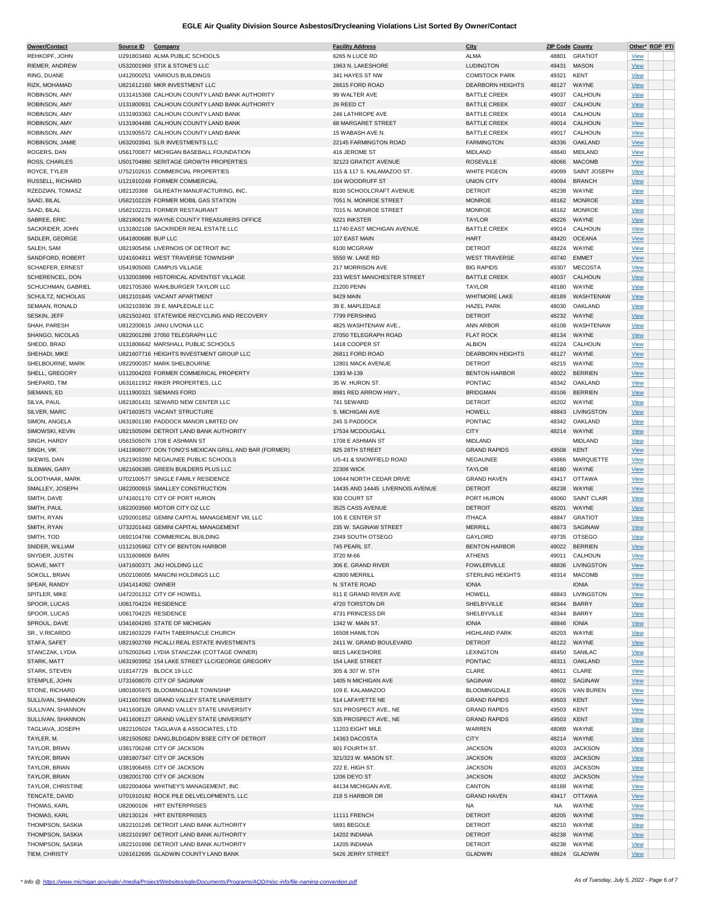# EGLE Air Quality Division Source Asbestos/Drycleaning Violations List Sorted By Owner/Contact

| Owner/Contact | Source ID | Company | Facility Address | City | ZIP Code | County | Other* | ROP | PTI |
|---|---|---|---|---|---|---|---|---|---|
| REHKOPF, JOHN | U291803460 | ALMA PUBLIC SCHOOLS | 6265 N LUCE RD | ALMA | 48801 | GRATIOT | View | | |
| RIEMER, ANDREW | U532001969 | STIX & STONE'S LLC | 1963 N. LAKESHORE | LUDINGTON | 49431 | MASON | View | | |
| RING, DUANE | U412000251 | VARIOUS BUILDINGS | 341 HAYES ST NW | COMSTOCK PARK | 49321 | KENT | View | | |
| RIZK, MOHAMAD | U821612160 | MKR INVESTMENT LLC | 26615 FORD ROAD | DEARBORN HEIGHTS | 48127 | WAYNE | View | | |
| ROBINSON, AMY | U131415368 | CALHOUN COUNTY LAND BANK AUTHORITY | 99 WALTER AVE | BATTLE CREEK | 49037 | CALHOUN | View | | |
| ROBINSON, AMY | U131800931 | CALHOUN COUNTY LAND BANK AUTHORITY | 26 REED CT | BATTLE CREEK | 49037 | CALHOUN | View | | |
| ROBINSON, AMY | U131903363 | CALHOUN COUNTY LAND BANK | 246 LATHROPE AVE | BATTLE CREEK | 49014 | CALHOUN | View | | |
| ROBINSON, AMY | U131904488 | CALHOUN COUNTY LAND BANK | 68 MARGARET STREET | BATTLE CREEK | 49014 | CALHOUN | View | | |
| ROBINSON, AMY | U131905572 | CALHOUN COUNTY LAND BANK | 15 WABASH AVE N. | BATTLE CREEK | 49017 | CALHOUN | View | | |
| ROBINSON, JAMIE | U632003941 | SLR INVESTMENTS LLC | 22145 FARMINGTON ROAD | FARMINGTON | 48336 | OAKLAND | View | | |
| ROGERS, DAN | U561700877 | MICHIGAN BASEBALL FOUNDATION | 416 JEROME ST | MIDLAND | 48640 | MIDLAND | View | | |
| ROSS, CHARLES | U501704880 | SERITAGE GROWTH PROPERTIES | 32123 GRATIOT AVENUE | ROSEVILLE | 48066 | MACOMB | View | | |
| ROYCE, TYLER | U752102615 | COMMERCIAL PROPERTIES | 115 & 117 S. KALAMAZOO ST. | WHITE PIGEON | 49099 | SAINT JOSEPH | View | | |
| RUSSELL, RICHARD | U121910249 | FORMER COMMERCIAL | 104 WOODRUFF ST | UNION CITY | 49094 | BRANCH | View | | |
| RZEDZIAN, TOMASZ | U82120368 | GILREATH MANUFACTURING, INC. | 8100 SCHOOLCRAFT AVENUE | DETROIT | 48238 | WAYNE | View | | |
| SAAD, BILAL | U582102229 | FORMER MOBIL GAS STATION | 7051 N. MONROE STREET | MONROE | 48162 | MONROE | View | | |
| SAAD, BILAL | U582102231 | FORMER RESTAURANT | 7015 N. MONROE STREET | MONROE | 48162 | MONROE | View | | |
| SABREE, ERIC | U821806179 | WAYNE COUNTY TREASURERS OFFICE | 6221 INKSTER | TAYLOR | 48226 | WAYNE | View | | |
| SACKRIDER, JOHN | U131802108 | SACKRIDER REAL ESTATE LLC | 11740 EAST MICHIGAN AVENUE | BATTLE CREEK | 49014 | CALHOUN | View | | |
| SADLER, GEORGE | U641800688 | BUP LLC | 107 EAST MAIN | HART | 48420 | OCEANA | View | | |
| SALEH, SAM | U821905456 | LIVERNOIS OF DETROIT INC | 6100 MCGRAW | DETROIT | 48224 | WAYNE | View | | |
| SANDFORD, ROBERT | U241604911 | WEST TRAVERSE TOWNSHIP | 5550 W. LAKE RD | WEST TRAVERSE | 49740 | EMMET | View | | |
| SCHAEFER, ERNEST | U541905065 | CAMPUS VILLAGE | 217 MORRISON AVE | BIG RAPIDS | 49307 | MECOSTA | View | | |
| SCHERENCEL, DON | U132003899 | HISTORICAL ADVENTIST VILLAGE | 233 WEST MANCHESTER STREET | BATTLE CREEK | 49037 | CALHOUN | View | | |
| SCHUCHMAN, GABRIEL | U821705360 | WAHLBURGER TAYLOR LLC | 21200 PENN | TAYLOR | 48180 | WAYNE | View | | |
| SCHULTZ, NICHOLAS | U812101845 | VACANT APARTMENT | 9429 MAIN | WHITMORE LAKE | 48189 | WASHTENAW | View | | |
| SEMAAN, RONALD | U632103936 | 39 E. MAPLEDALE LLC | 39 E. MAPLEDALE | HAZEL PARK | 48030 | OAKLAND | View | | |
| SESKIN, JEFF | U821502401 | STATEWIDE RECYCLING AND RECOVERY | 7799 PERSHING | DETROIT | 48232 | WAYNE | View | | |
| SHAH, PARESH | U812200615 | JANU LIVONIA LLC | 4825 WASHTENAW AVE., | ANN ARBOR | 48108 | WASHTENAW | View | | |
| SHANGO, NICOLAS | U822001288 | 27050 TELEGRAPH LLC | 27050 TELEGRAPH ROAD | FLAT ROCK | 48134 | WAYNE | View | | |
| SHEDD, BRAD | U131806642 | MARSHALL PUBLIC SCHOOLS | 1418 COOPER ST | ALBION | 49224 | CALHOUN | View | | |
| SHEHADI, MIKE | U821607716 | HEIGHTS INVESTMENT GROUP LLC | 26811 FORD ROAD | DEARBORN HEIGHTS | 48127 | WAYNE | View | | |
| SHELBOURNE, MARK | U822000357 | MARK SHELBOURNE | 12801 MACK AVENUE | DETROIT | 48215 | WAYNE | View | | |
| SHELL, GREGORY | U112004203 | FORMER COMMERICAL PROPERTY | 1393 M-139 | BENTON HARBOR | 49022 | BERRIEN | View | | |
| SHEPARD, TIM | U631611912 | RIKER PROPERTIES, LLC | 35 W. HURON ST. | PONTIAC | 48342 | OAKLAND | View | | |
| SIEMANS, ED | U111900321 | SIEMANS FORD | 8981 RED ARROW HWY., | BRIDGMAN | 49106 | BERRIEN | View | | |
| SILVA, PAUL | U821801431 | SEWARD NEW CENTER LLC | 741 SEWARD | DETROIT | 48202 | WAYNE | View | | |
| SILVER, MARC | U471603573 | VACANT STRUCTURE | S. MICHIGAN AVE | HOWELL | 48843 | LIVINGSTON | View | | |
| SIMON, ANGELA | U631801190 | PADDOCK MANOR LIMITED DIV | 245 S PADDOCK | PONTIAC | 48342 | OAKLAND | View | | |
| SIMOWSKI, KEVIN | U821505094 | DETROIT LAND BANK AUTHORITY | 17534 MCDOUGALL | CITY | 48214 | WAYNE | View | | |
| SINGH, HARDY | U561505076 | 1708 E ASHMAN ST | 1708 E ASHMAN ST | MIDLAND | | MIDLAND | View | | |
| SINGH, VIK | U411806077 | DON TONO'S MEXICAN GRILL AND BAR (FORMER) | 825 28TH STREET | GRAND RAPIDS | 49508 | KENT | View | | |
| SKEWIS, DAN | U521903390 | NEGAUNEE PUBLIC SCHOOLS | US-41 & SNOWFIELD ROAD | NEGAUNEE | 49866 | MARQUETTE | View | | |
| SLEIMAN, GARY | U821606385 | GREEN BUILDERS PLUS LLC | 22308 WICK | TAYLOR | 48180 | WAYNE | View | | |
| SLOOTHAAK, MARK | U702100577 | SINGLE FAMILY RESIDENCE | 10644 NORTH CEDAR DRIVE | GRAND HAVEN | 49417 | OTTAWA | View | | |
| SMALLEY, JOSEPH | U822000915 | SMALLEY CONSTRUCTION | 14435 AND 14445 LIVERNOIS AVENUE | DETROIT | 48238 | WAYNE | View | | |
| SMITH, DAVE | U741601170 | CITY OF PORT HURON | 930 COURT ST | PORT HURON | 48060 | SAINT CLAIR | View | | |
| SMITH, PAUL | U822003560 | MOTOR CITY OZ LLC | 3525 CASS AVENUE | DETROIT | 48201 | WAYNE | View | | |
| SMITH, RYAN | U292001852 | GEMINI CAPITAL MANAGEMENT VIII, LLC | 105 E CENTER ST | ITHACA | 48847 | GRATIOT | View | | |
| SMITH, RYAN | U732201443 | GEMINI CAPITAL MANAGEMENT | 235 W. SAGINAW STREET | MERRILL | 48673 | SAGINAW | View | | |
| SMITH, TOD | U692104766 | COMMERICAL BUILDING | 2349 SOUTH OTSEGO | GAYLORD | 49735 | OTSEGO | View | | |
| SNIDER, WILLIAM | U112105962 | CITY OF BENTON HARBOR | 745 PEARL ST. | BENTON HARBOR | 49022 | BERRIEN | View | | |
| SNYDER, JUSTIN | U131609809 | BARN | 3720 M-66 | ATHENS | 49011 | CALHOUN | View | | |
| SOAVE, MATT | U471600371 | JMJ HOLDING LLC | 306 E. GRAND RIVER | FOWLERVILLE | 48836 | LIVINGSTON | View | | |
| SOKOLL, BRIAN | U502106005 | MANCINI HOLDINGS LLC | 42800 MERRILL | STERLING HEIGHTS | 48314 | MACOMB | View | | |
| SPEAR, RANDY | U341414092 | OWNER | N. STATE ROAD | IONIA | | IONIA | View | | |
| SPITLER, MIKE | U472201312 | CITY OF HOWELL | 611 E GRAND RIVER AVE | HOWELL | 48843 | LIVINGSTON | View | | |
| SPOOR, LUCAS | U081704224 | RESIDENCE | 4720 TORSTON DR | SHELBYVILLE | 48344 | BARRY | View | | |
| SPOOR, LUCAS | U081704225 | RESIDENCE | 4731 PRINCESS DR | SHELBYVILLE | 48344 | BARRY | View | | |
| SPROUL, DAVE | U341604265 | STATE OF MICHIGAN | 1342 W. MAIN ST. | IONIA | 48846 | IONIA | View | | |
| SR., V.RICARDO | U821603229 | FAITH TABERNACLE CHURCH | 16508 HAMILTON | HIGHLAND PARK | 48203 | WAYNE | View | | |
| STAFA, SAFET | U821902769 | PICALLI REAL ESTATE INVESTMENTS | 2411 W. GRAND BOULEVARD | DETROIT | 48122 | WAYNE | View | | |
| STANCZAK, LYDIA | U762002643 | LYDIA STANCZAK (COTTAGE OWNER) | 6815 LAKESHORE | LEXINGTON | 48450 | SANILAC | View | | |
| STARK, MATT | U631903952 | 154 LAKE STREET LLC/GEORGE GREGORY | 154 LAKE STREET | PONTIAC | 48311 | OAKLAND | View | | |
| STARK, STEVEN | U18147729 | BLOCK 19 LLC | 305 & 307 W. 5TH | CLARE | 48611 | CLARE | View | | |
| STEMPLE, JOHN | U731608070 | CITY OF SAGINAW | 1405 N MICHIGAN AVE | SAGINAW | 48602 | SAGINAW | View | | |
| STONE, RICHARD | U801805975 | BLOOMINGDALE TOWNSHIP | 109 E. KALAMAZOO | BLOOMINGDALE | 49026 | VAN BUREN | View | | |
| SULLIVAN, SHANNON | U411607863 | GRAND VALLEY STATE UNIVERSITY | 514 LAFAYETTE NE | GRAND RAPIDS | 49503 | KENT | View | | |
| SULLIVAN, SHANNON | U411608126 | GRAND VALLEY STATE UNIVERSITY | 531 PROSPECT AVE., NE | GRAND RAPIDS | 49503 | KENT | View | | |
| SULLIVAN, SHANNON | U411608127 | GRAND VALLEY STATE UNIVERSITY | 535 PROSPECT AVE., NE | GRAND RAPIDS | 49503 | KENT | View | | |
| TAGLIAVA, JOSEPH | U822105024 | TAGLIAVA & ASSOCIATES, LTD | 11203 EIGHT MILE | WARREN | 48089 | WAYNE | View | | |
| TAYLER, M. | U821505082 | DANG,BLDG&DIV BSEE CITY OF DETROIT | 14363 DACOSTA | CITY | 48214 | WAYNE | View | | |
| TAYLOR, BRIAN | U381706248 | CITY OF JACKSON | 601 FOURTH ST. | JACKSON | 49203 | JACKSON | View | | |
| TAYLOR, BRIAN | U381807347 | CITY OF JACKSON | 321/323 W. MASON ST. | JACKSON | 49203 | JACKSON | View | | |
| TAYLOR, BRIAN | U381906455 | CITY OF JACKSON | 222 E. HIGH ST. | JACKSON | 49203 | JACKSON | View | | |
| TAYLOR, BRIAN | U382001700 | CITY OF JACKSON | 1206 DEYO ST | JACKSON | 49202 | JACKSON | View | | |
| TAYLOR, CHRISTINE | U822004064 | WHITNEY'S MANAGEMENT, INC | 44134 MICHIGAN AVE. | CANTON | 48188 | WAYNE | View | | |
| TENCATE, DAVID | U701910182 | ROCK PILE DELVELOPMENTS, LLC | 218 S HARBOR DR | GRAND HAVEN | 49417 | OTTAWA | View | | |
| THOMAS, KARL | U82060106 | HRT ENTERPRISES | | NA | NA | WAYNE | View | | |
| THOMAS, KARL | U82130124 | HRT ENTERPRISES | 11111 FRENCH | DETROIT | 48205 | WAYNE | View | | |
| THOMPSON, SASKIA | U822101245 | DETROIT LAND BANK AUTHORITY | 5891 BEGOLE | DETROIT | 48210 | WAYNE | View | | |
| THOMPSON, SASKIA | U822101997 | DETROIT LAND BANK AUTHORITY | 14202 INDIANA | DETROIT | 48238 | WAYNE | View | | |
| THOMPSON, SASKIA | U822101998 | DETROIT LAND BANK AUTHORITY | 14205 INDIANA | DETROIT | 48238 | WAYNE | View | | |
| TIEM, CHRISTY | U261612695 | GLADWIN COUNTY LAND BANK | 5426 JERRY STREET | GLADWIN | 48624 | GLADWIN | View | | |

*\* Info @ https://www.michigan.gov/egle/-/media/Project/Websites/egle/Documents/Programs/AQD/misc-info/file-naming-convention.pdf*

*As of Tuesday, July 5, 2022*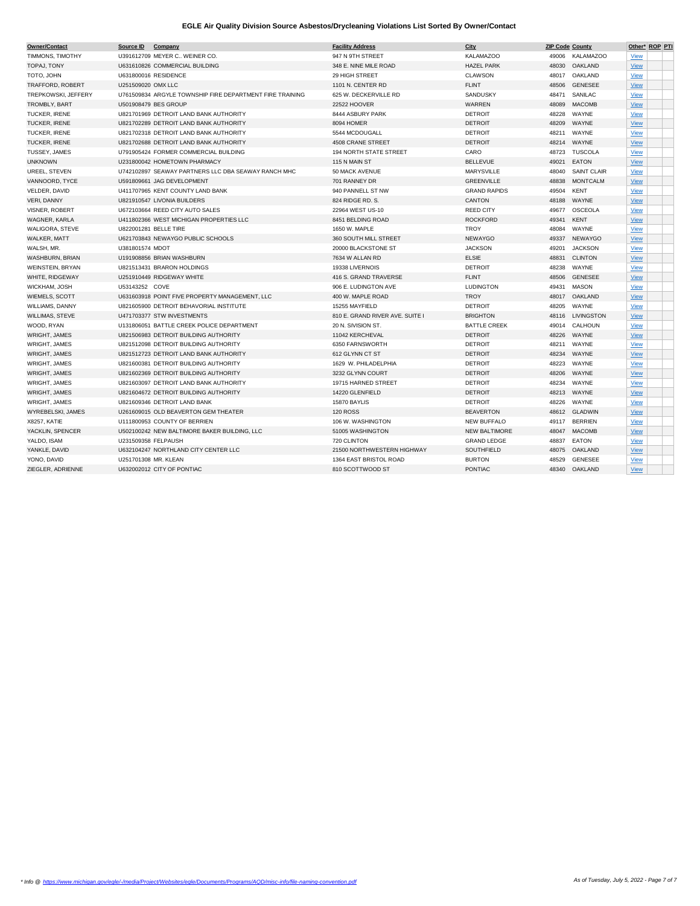# EGLE Air Quality Division Source Asbestos/Drycleaning Violations List Sorted By Owner/Contact

| Owner/Contact | Source ID | Company | Facility Address | City | ZIP Code | County | Other* | ROP | PTI |
|---|---|---|---|---|---|---|---|---|---|
| TIMMONS, TIMOTHY | U391612709 | MEYER C.. WEINER CO. | 947 N 9TH STREET | KALAMAZOO | 49006 | KALAMAZOO | View | | |
| TOPAJ, TONY | U631610826 | COMMERCIAL BUILDING | 348 E. NINE MILE ROAD | HAZEL PARK | 48030 | OAKLAND | View | | |
| TOTO, JOHN | U631800016 | RESIDENCE | 29 HIGH STREET | CLAWSON | 48017 | OAKLAND | View | | |
| TRAFFORD, ROBERT | U251509020 | OMX LLC | 1101 N. CENTER RD | FLINT | 48506 | GENESEE | View | | |
| TREPKOWSKI, JEFFERY | U761509834 | ARGYLE TOWNSHIP FIRE DEPARTMENT FIRE TRAINING | 625 W. DECKERVILLE RD | SANDUSKY | 48471 | SANILAC | View | | |
| TROMBLY, BART | U501908479 | BES GROUP | 22522 HOOVER | WARREN | 48089 | MACOMB | View | | |
| TUCKER, IRENE | U821701969 | DETROIT LAND BANK AUTHORITY | 8444 ASBURY PARK | DETROIT | 48228 | WAYNE | View | | |
| TUCKER, IRENE | U821702289 | DETROIT LAND BANK AUTHORITY | 8094 HOMER | DETROIT | 48209 | WAYNE | View | | |
| TUCKER, IRENE | U821702318 | DETROIT LAND BANK AUTHORITY | 5544 MCDOUGALL | DETROIT | 48211 | WAYNE | View | | |
| TUCKER, IRENE | U821702688 | DETROIT LAND BANK AUTHORITY | 4508 CRANE STREET | DETROIT | 48214 | WAYNE | View | | |
| TUSSEY, JAMES | U791905424 | FORMER COMMERCIAL BUILDING | 194 NORTH STATE STREET | CARO | 48723 | TUSCOLA | View | | |
| UNKNOWN | U231800042 | HOMETOWN PHARMACY | 115 N MAIN ST | BELLEVUE | 49021 | EATON | View | | |
| UREEL, STEVEN | U742102897 | SEAWAY PARTNERS LLC DBA SEAWAY RANCH MHC | 50 MACK AVENUE | MARYSVILLE | 48040 | SAINT CLAIR | View | | |
| VANNOORD, TYCE | U591809661 | JAG DEVELOPMENT | 701 RANNEY DR | GREENVILLE | 48838 | MONTCALM | View | | |
| VELDER, DAVID | U411707965 | KENT COUNTY LAND BANK | 940 PANNELL ST NW | GRAND RAPIDS | 49504 | KENT | View | | |
| VERI, DANNY | U821910547 | LIVONIA BUILDERS | 824 RIDGE RD. S. | CANTON | 48188 | WAYNE | View | | |
| VISNER, ROBERT | U672103664 | REED CITY AUTO SALES | 22964 WEST US-10 | REED CITY | 49677 | OSCEOLA | View | | |
| WAGNER, KARLA | U411802366 | WEST MICHIGAN PROPERTIES LLC | 8451 BELDING ROAD | ROCKFORD | 49341 | KENT | View | | |
| WALIGORA, STEVE | U822001281 | BELLE TIRE | 1650 W. MAPLE | TROY | 48084 | WAYNE | View | | |
| WALKER, MATT | U621703843 | NEWAYGO PUBLIC SCHOOLS | 360 SOUTH MILL STREET | NEWAYGO | 49337 | NEWAYGO | View | | |
| WALSH, MR. | U381801574 | MDOT | 20000 BLACKSTONE ST | JACKSON | 49201 | JACKSON | View | | |
| WASHBURN, BRIAN | U191908856 | BRIAN WASHBURN | 7634 W ALLAN RD | ELSIE | 48831 | CLINTON | View | | |
| WEINSTEIN, BRYAN | U821513431 | BRARON HOLDINGS | 19338 LIVERNOIS | DETROIT | 48238 | WAYNE | View | | |
| WHITE, RIDGEWAY | U251910449 | RIDGEWAY WHITE | 416 S. GRAND TRAVERSE | FLINT | 48506 | GENESEE | View | | |
| WICKHAM, JOSH | U53143252 | COVE | 906 E. LUDINGTON AVE | LUDINGTON | 49431 | MASON | View | | |
| WIEMELS, SCOTT | U631603918 | POINT FIVE PROPERTY MANAGEMENT, LLC | 400 W. MAPLE ROAD | TROY | 48017 | OAKLAND | View | | |
| WILLIAMS, DANNY | U821605900 | DETROIT BEHAVORIAL INSTITUTE | 15255 MAYFIELD | DETROIT | 48205 | WAYNE | View | | |
| WILLIMAS, STEVE | U471703377 | STW INVESTMENTS | 810 E. GRAND RIVER AVE. SUITE I | BRIGHTON | 48116 | LIVINGSTON | View | | |
| WOOD, RYAN | U131806051 | BATTLE CREEK POLICE DEPARTMENT | 20 N. SIVISION ST. | BATTLE CREEK | 49014 | CALHOUN | View | | |
| WRIGHT, JAMES | U821506983 | DETROIT BUILDING AUTHORITY | 11042 KERCHEVAL | DETROIT | 48226 | WAYNE | View | | |
| WRIGHT, JAMES | U821512098 | DETROIT BUILDING AUTHORITY | 6350 FARNSWORTH | DETROIT | 48211 | WAYNE | View | | |
| WRIGHT, JAMES | U821512723 | DETROIT LAND BANK AUTHORITY | 612 GLYNN CT ST | DETROIT | 48234 | WAYNE | View | | |
| WRIGHT, JAMES | U821600381 | DETROIT BUILDING AUTHORITY | 1629 W. PHILADELPHIA | DETROIT | 48223 | WAYNE | View | | |
| WRIGHT, JAMES | U821602369 | DETROIT BUILDING AUTHORITY | 3232 GLYNN COURT | DETROIT | 48206 | WAYNE | View | | |
| WRIGHT, JAMES | U821603097 | DETROIT LAND BANK AUTHORITY | 19715 HARNED STREET | DETROIT | 48234 | WAYNE | View | | |
| WRIGHT, JAMES | U821604672 | DETROIT BUILDING AUTHORITY | 14220 GLENFIELD | DETROIT | 48213 | WAYNE | View | | |
| WRIGHT, JAMES | U821609346 | DETROIT LAND BANK | 15870 BAYLIS | DETROIT | 48226 | WAYNE | View | | |
| WYREBELSKI, JAMES | U261609015 | OLD BEAVERTON GEM THEATER | 120 ROSS | BEAVERTON | 48612 | GLADWIN | View | | |
| X8257, KATIE | U111800953 | COUNTY OF BERRIEN | 106 W. WASHINGTON | NEW BUFFALO | 49117 | BERRIEN | View | | |
| YACKLIN, SPENCER | U502100242 | NEW BALTIMORE BAKER BUILDING, LLC | 51005 WASHINGTON | NEW BALTIMORE | 48047 | MACOMB | View | | |
| YALDO, ISAM | U231509358 | FELPAUSH | 720 CLINTON | GRAND LEDGE | 48837 | EATON | View | | |
| YANKLE, DAVID | U632104247 | NORTHLAND CITY CENTER LLC | 21500 NORTHWESTERN HIGHWAY | SOUTHFIELD | 48075 | OAKLAND | View | | |
| YONO, DAVID | U251701308 | MR. KLEAN | 1364 EAST BRISTOL ROAD | BURTON | 48529 | GENESEE | View | | |
| ZIEGLER, ADRIENNE | U632002012 | CITY OF PONTIAC | 810 SCOTTWOOD ST | PONTIAC | 48340 | OAKLAND | View | | |

*\* Info @ https://www.michigan.gov/egle/-/media/Project/Websites/egle/Documents/Programs/AQD/misc-info/file-naming-convention.pdf*

*As of Tuesday, July 5, 2022*